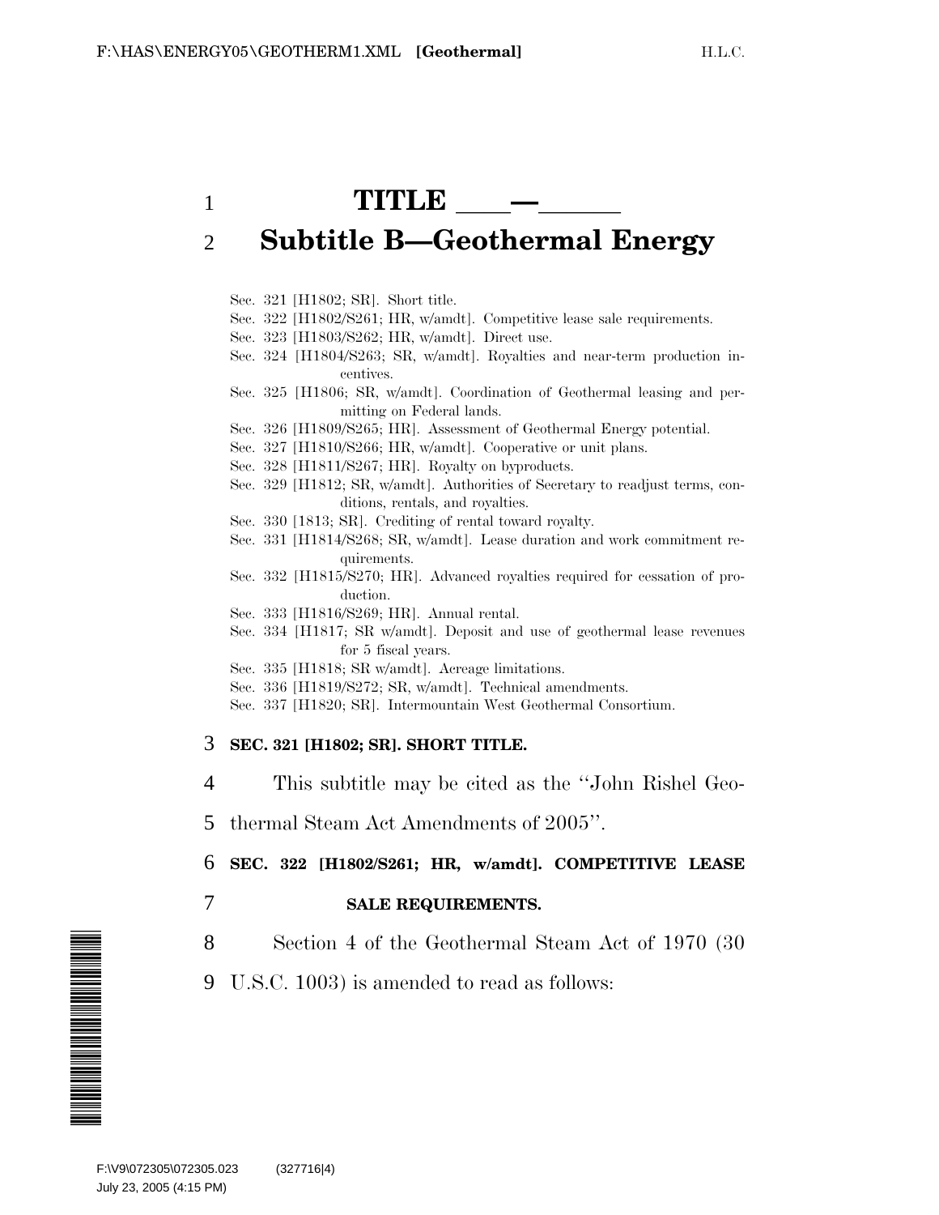# TITLE \_\_\_—\_\_\_\_\_

## Subtitle B—Geothermal Energy

Sec. 321 [H1802; SR]. Short title.
Sec. 322 [H1802/S261; HR, w/amdt]. Competitive lease sale requirements.
Sec. 323 [H1803/S262; HR, w/amdt]. Direct use.
Sec. 324 [H1804/S263; SR, w/amdt]. Royalties and near-term production incentives.
Sec. 325 [H1806; SR, w/amdt]. Coordination of Geothermal leasing and permitting on Federal lands.
Sec. 326 [H1809/S265; HR]. Assessment of Geothermal Energy potential.
Sec. 327 [H1810/S266; HR, w/amdt]. Cooperative or unit plans.
Sec. 328 [H1811/S267; HR]. Royalty on byproducts.
Sec. 329 [H1812; SR, w/amdt]. Authorities of Secretary to readjust terms, conditions, rentals, and royalties.
Sec. 330 [1813; SR]. Crediting of rental toward royalty.
Sec. 331 [H1814/S268; SR, w/amdt]. Lease duration and work commitment requirements.
Sec. 332 [H1815/S270; HR]. Advanced royalties required for cessation of production.
Sec. 333 [H1816/S269; HR]. Annual rental.
Sec. 334 [H1817; SR w/amdt]. Deposit and use of geothermal lease revenues for 5 fiscal years.
Sec. 335 [H1818; SR w/amdt]. Acreage limitations.
Sec. 336 [H1819/S272; SR, w/amdt]. Technical amendments.
Sec. 337 [H1820; SR]. Intermountain West Geothermal Consortium.

**SEC. 321 [H1802; SR]. SHORT TITLE.**

This subtitle may be cited as the ''John Rishel Geothermal Steam Act Amendments of 2005''.

**SEC. 322 [H1802/S261; HR, w/amdt]. COMPETITIVE LEASE SALE REQUIREMENTS.**

Section 4 of the Geothermal Steam Act of 1970 (30 U.S.C. 1003) is amended to read as follows: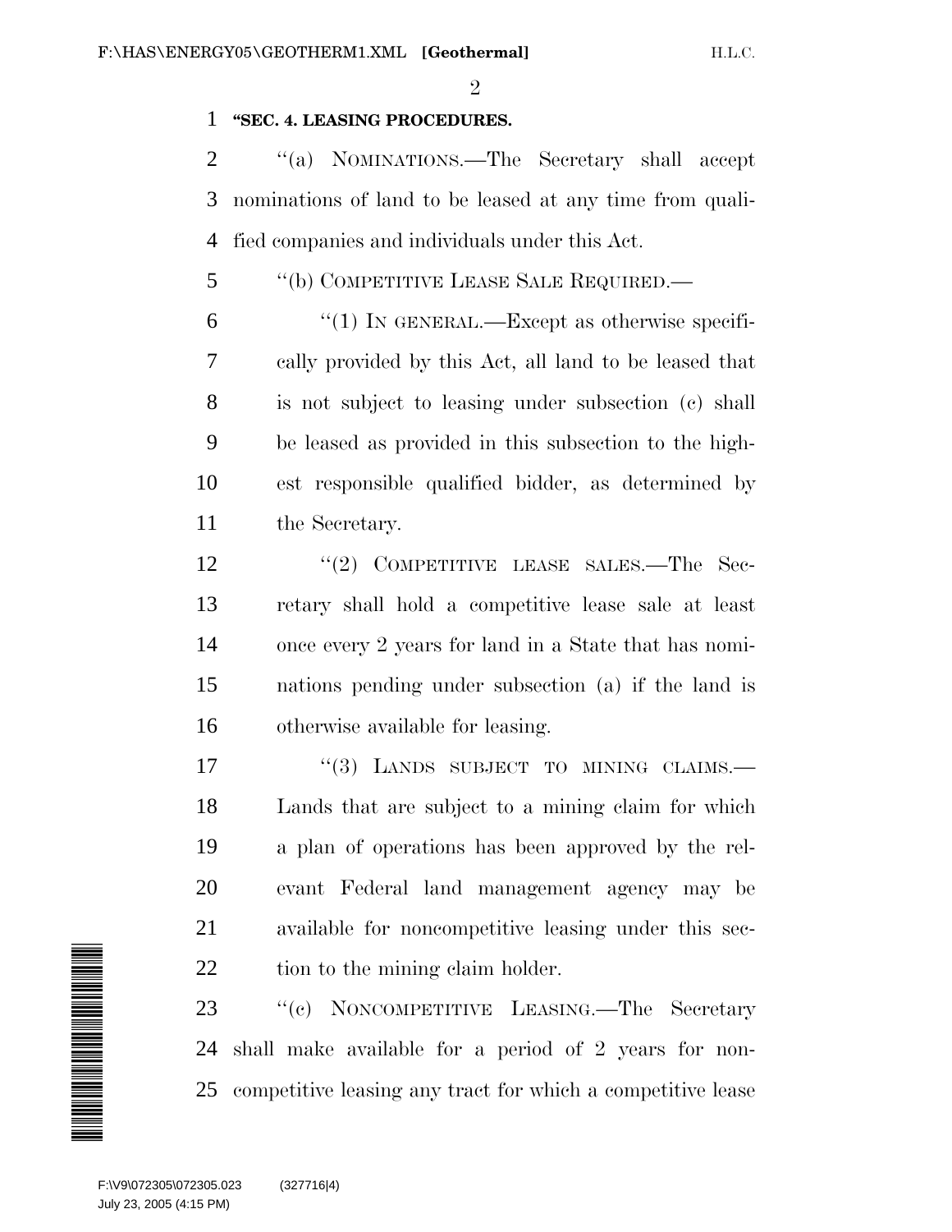"SEC. 4. LEASING PROCEDURES.

''(a) NOMINATIONS.—The Secretary shall accept nominations of land to be leased at any time from qualified companies and individuals under this Act.

''(b) COMPETITIVE LEASE SALE REQUIRED.—

''(1) IN GENERAL.—Except as otherwise specifically provided by this Act, all land to be leased that is not subject to leasing under subsection (c) shall be leased as provided in this subsection to the highest responsible qualified bidder, as determined by the Secretary.

''(2) COMPETITIVE LEASE SALES.—The Secretary shall hold a competitive lease sale at least once every 2 years for land in a State that has nominations pending under subsection (a) if the land is otherwise available for leasing.

''(3) LANDS SUBJECT TO MINING CLAIMS.—Lands that are subject to a mining claim for which a plan of operations has been approved by the relevant Federal land management agency may be available for noncompetitive leasing under this section to the mining claim holder.

''(c) NONCOMPETITIVE LEASING.—The Secretary shall make available for a period of 2 years for noncompetitive leasing any tract for which a competitive lease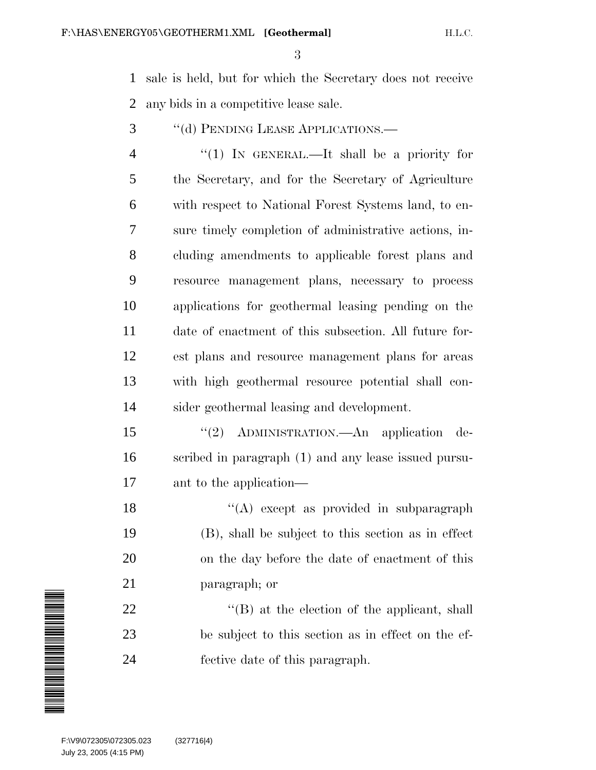sale is held, but for which the Secretary does not receive any bids in a competitive lease sale.

"(d) PENDING LEASE APPLICATIONS.—

"(1) IN GENERAL.—It shall be a priority for the Secretary, and for the Secretary of Agriculture with respect to National Forest Systems land, to ensure timely completion of administrative actions, including amendments to applicable forest plans and resource management plans, necessary to process applications for geothermal leasing pending on the date of enactment of this subsection. All future forest plans and resource management plans for areas with high geothermal resource potential shall consider geothermal leasing and development.

"(2) ADMINISTRATION.—An application described in paragraph (1) and any lease issued pursuant to the application—

"(A) except as provided in subparagraph (B), shall be subject to this section as in effect on the day before the date of enactment of this paragraph; or

"(B) at the election of the applicant, shall be subject to this section as in effect on the effective date of this paragraph.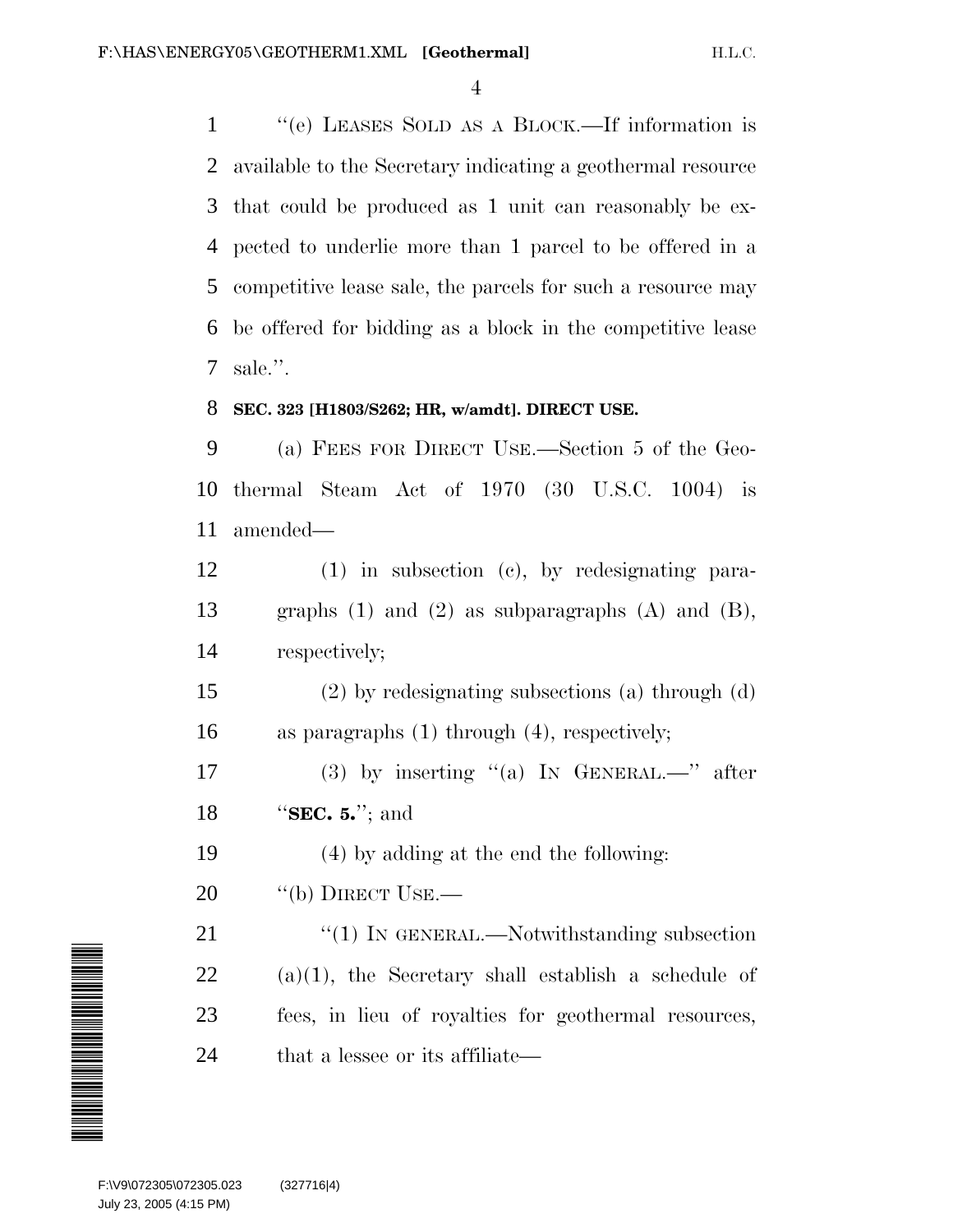"(e) LEASES SOLD AS A BLOCK.—If information is available to the Secretary indicating a geothermal resource that could be produced as 1 unit can reasonably be expected to underlie more than 1 parcel to be offered in a competitive lease sale, the parcels for such a resource may be offered for bidding as a block in the competitive lease sale.".

**SEC. 323 [H1803/S262; HR, w/amdt]. DIRECT USE.**

(a) FEES FOR DIRECT USE.—Section 5 of the Geothermal Steam Act of 1970 (30 U.S.C. 1004) is amended—

(1) in subsection (c), by redesignating paragraphs (1) and (2) as subparagraphs (A) and (B), respectively;

(2) by redesignating subsections (a) through (d) as paragraphs (1) through (4), respectively;

(3) by inserting "(a) IN GENERAL.—" after "**SEC. 5.**"; and

(4) by adding at the end the following:

"(b) DIRECT USE.—

"(1) IN GENERAL.—Notwithstanding subsection (a)(1), the Secretary shall establish a schedule of fees, in lieu of royalties for geothermal resources, that a lessee or its affiliate—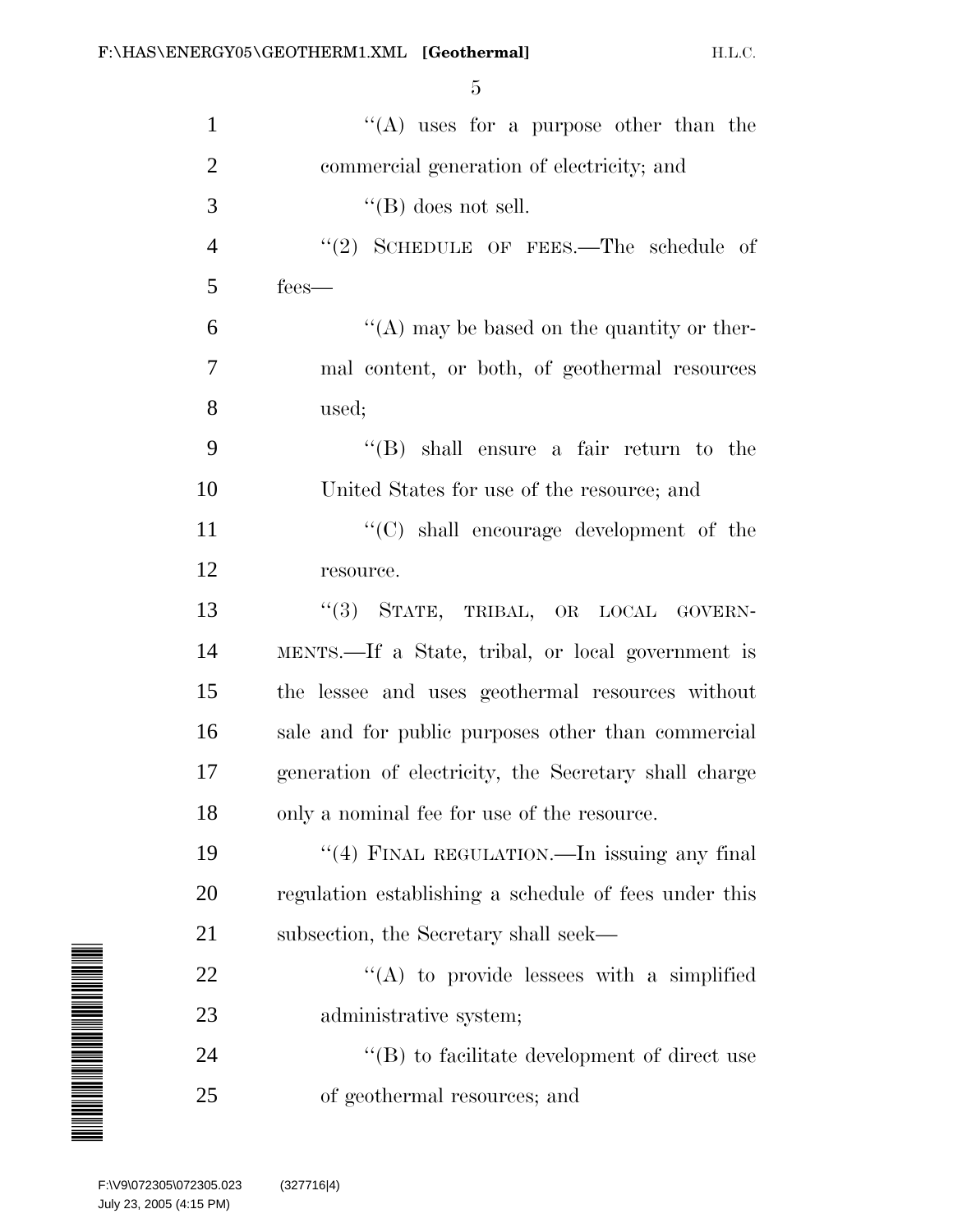"(A) uses for a purpose other than the commercial generation of electricity; and

"(B) does not sell.

"(2) SCHEDULE OF FEES.—The schedule of fees—

"(A) may be based on the quantity or thermal content, or both, of geothermal resources used;

"(B) shall ensure a fair return to the United States for use of the resource; and

"(C) shall encourage development of the resource.

"(3) STATE, TRIBAL, OR LOCAL GOVERNMENTS.—If a State, tribal, or local government is the lessee and uses geothermal resources without sale and for public purposes other than commercial generation of electricity, the Secretary shall charge only a nominal fee for use of the resource.

"(4) FINAL REGULATION.—In issuing any final regulation establishing a schedule of fees under this subsection, the Secretary shall seek—

"(A) to provide lessees with a simplified administrative system;

"(B) to facilitate development of direct use of geothermal resources; and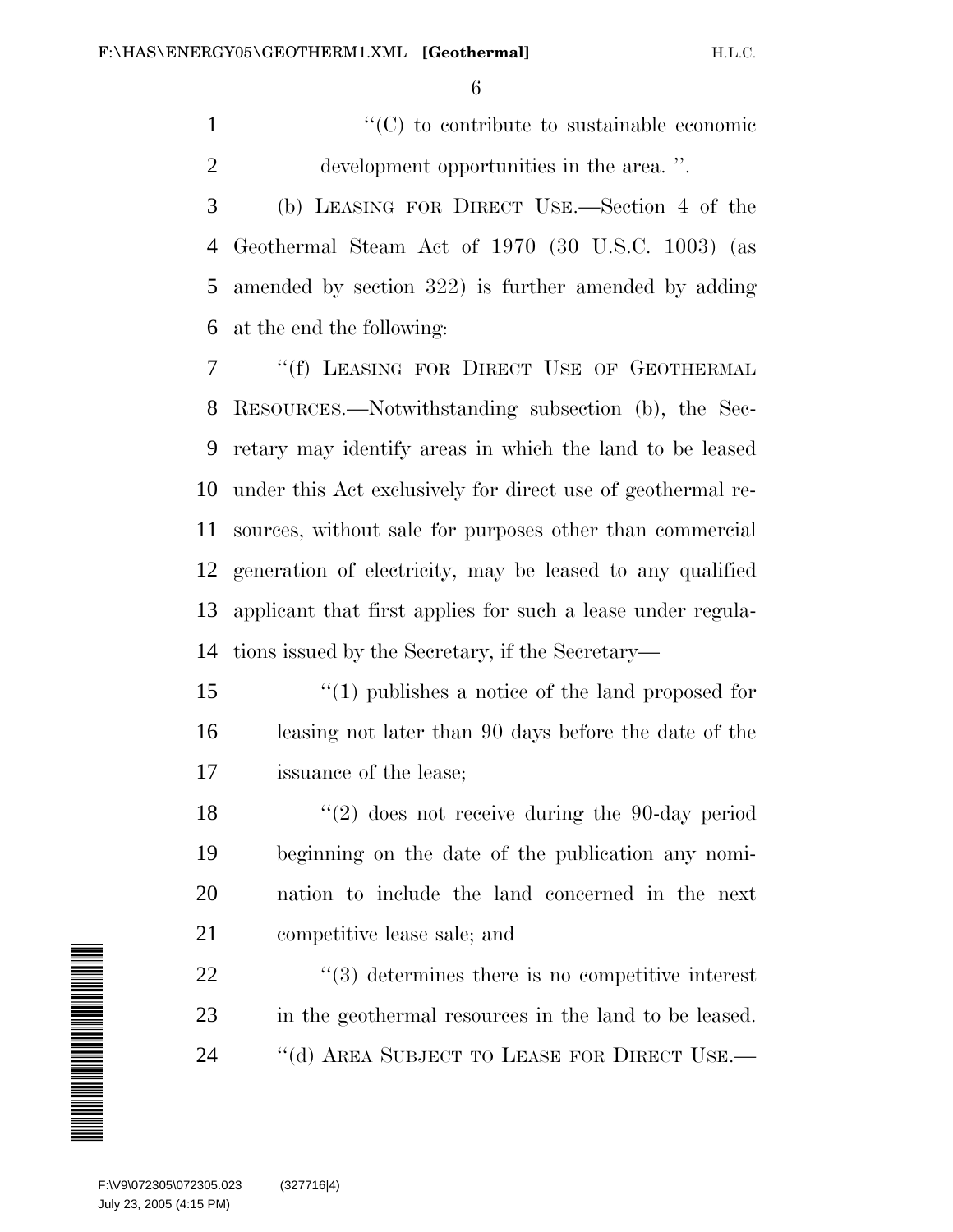"(C) to contribute to sustainable economic development opportunities in the area. ".

(b) LEASING FOR DIRECT USE.—Section 4 of the Geothermal Steam Act of 1970 (30 U.S.C. 1003) (as amended by section 322) is further amended by adding at the end the following:

"(f) LEASING FOR DIRECT USE OF GEOTHERMAL RESOURCES.—Notwithstanding subsection (b), the Secretary may identify areas in which the land to be leased under this Act exclusively for direct use of geothermal resources, without sale for purposes other than commercial generation of electricity, may be leased to any qualified applicant that first applies for such a lease under regulations issued by the Secretary, if the Secretary—

"(1) publishes a notice of the land proposed for leasing not later than 90 days before the date of the issuance of the lease;

"(2) does not receive during the 90-day period beginning on the date of the publication any nomination to include the land concerned in the next competitive lease sale; and

"(3) determines there is no competitive interest in the geothermal resources in the land to be leased.

"(d) AREA SUBJECT TO LEASE FOR DIRECT USE.—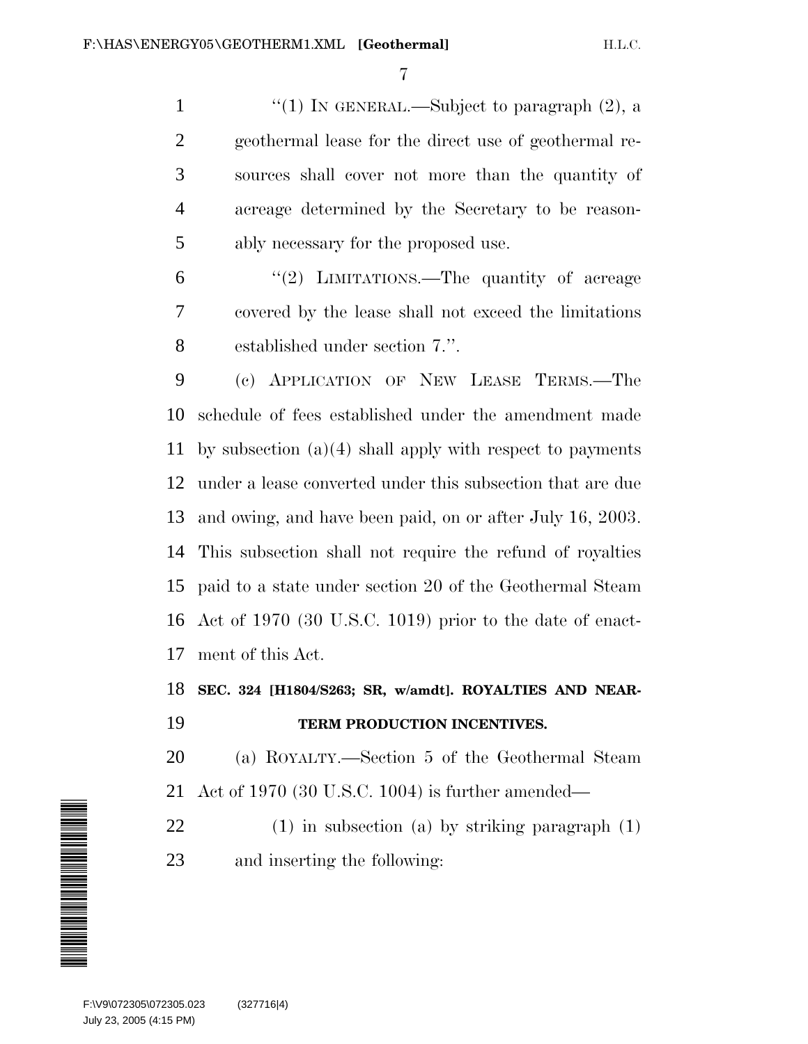"(1) IN GENERAL.—Subject to paragraph (2), a geothermal lease for the direct use of geothermal resources shall cover not more than the quantity of acreage determined by the Secretary to be reasonably necessary for the proposed use.

"(2) LIMITATIONS.—The quantity of acreage covered by the lease shall not exceed the limitations established under section 7.".

(c) APPLICATION OF NEW LEASE TERMS.—The schedule of fees established under the amendment made by subsection (a)(4) shall apply with respect to payments under a lease converted under this subsection that are due and owing, and have been paid, on or after July 16, 2003. This subsection shall not require the refund of royalties paid to a state under section 20 of the Geothermal Steam Act of 1970 (30 U.S.C. 1019) prior to the date of enactment of this Act.

**SEC. 324 [H1804/S263; SR, w/amdt]. ROYALTIES AND NEAR-TERM PRODUCTION INCENTIVES.**

(a) ROYALTY.—Section 5 of the Geothermal Steam Act of 1970 (30 U.S.C. 1004) is further amended—

(1) in subsection (a) by striking paragraph (1) and inserting the following: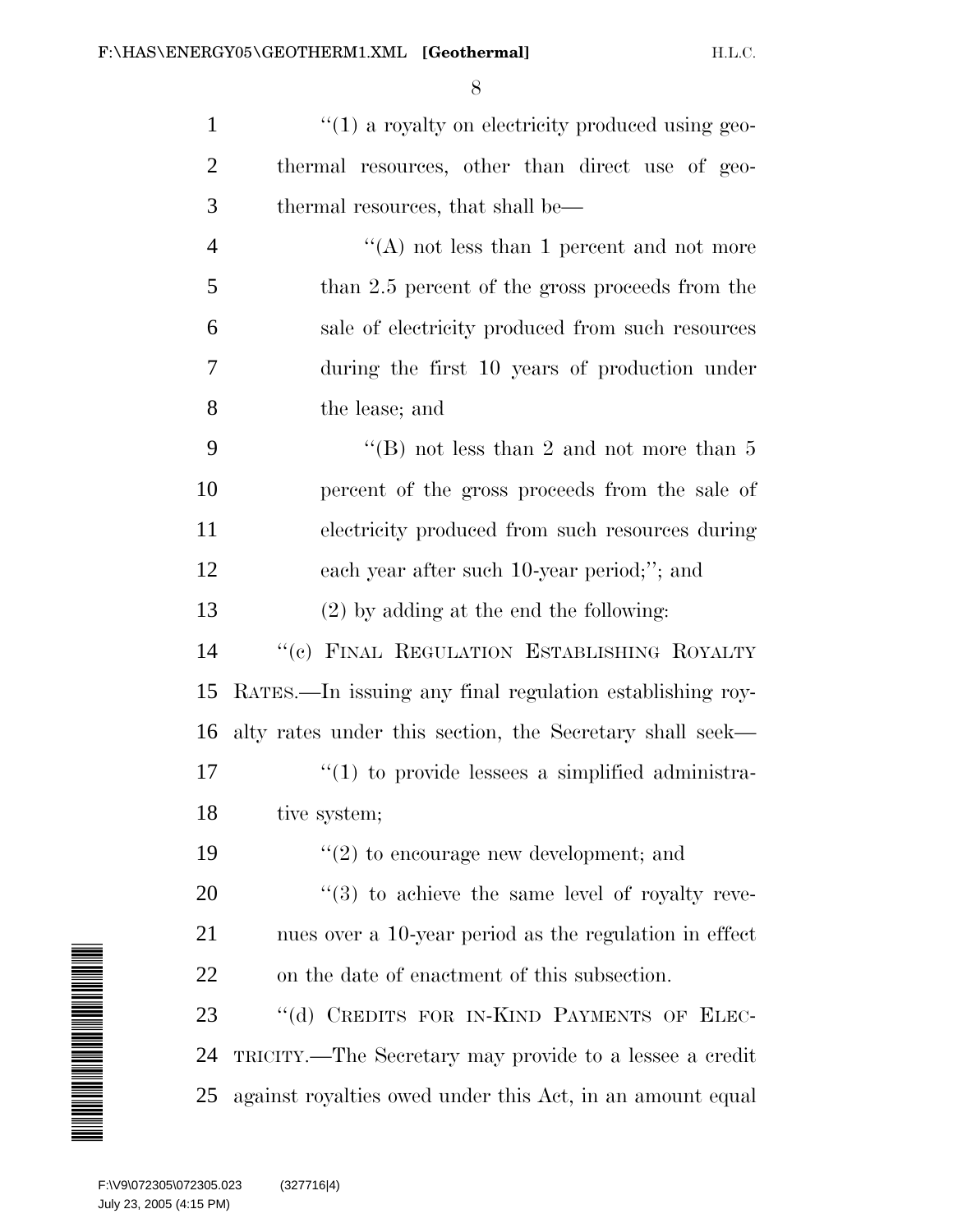"(1) a royalty on electricity produced using geothermal resources, other than direct use of geothermal resources, that shall be—

"(A) not less than 1 percent and not more than 2.5 percent of the gross proceeds from the sale of electricity produced from such resources during the first 10 years of production under the lease; and

"(B) not less than 2 and not more than 5 percent of the gross proceeds from the sale of electricity produced from such resources during each year after such 10-year period;"; and

(2) by adding at the end the following:

"(c) FINAL REGULATION ESTABLISHING ROYALTY RATES.—In issuing any final regulation establishing royalty rates under this section, the Secretary shall seek—

"(1) to provide lessees a simplified administrative system;

"(2) to encourage new development; and

"(3) to achieve the same level of royalty revenues over a 10-year period as the regulation in effect on the date of enactment of this subsection.

"(d) CREDITS FOR IN-KIND PAYMENTS OF ELECTRICITY.—The Secretary may provide to a lessee a credit against royalties owed under this Act, in an amount equal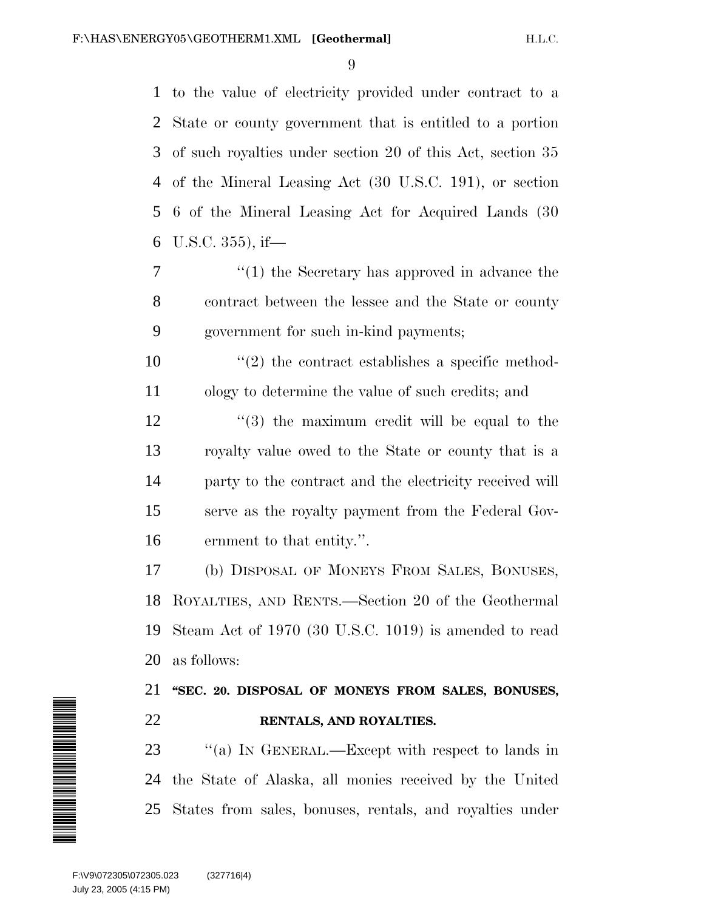to the value of electricity provided under contract to a State or county government that is entitled to a portion of such royalties under section 20 of this Act, section 35 of the Mineral Leasing Act (30 U.S.C. 191), or section 6 of the Mineral Leasing Act for Acquired Lands (30 U.S.C. 355), if—

"(1) the Secretary has approved in advance the contract between the lessee and the State or county government for such in-kind payments;

"(2) the contract establishes a specific methodology to determine the value of such credits; and

"(3) the maximum credit will be equal to the royalty value owed to the State or county that is a party to the contract and the electricity received will serve as the royalty payment from the Federal Government to that entity.".

(b) DISPOSAL OF MONEYS FROM SALES, BONUSES, ROYALTIES, AND RENTS.—Section 20 of the Geothermal Steam Act of 1970 (30 U.S.C. 1019) is amended to read as follows:

**"SEC. 20. DISPOSAL OF MONEYS FROM SALES, BONUSES, RENTALS, AND ROYALTIES.**

"(a) IN GENERAL.—Except with respect to lands in the State of Alaska, all monies received by the United States from sales, bonuses, rentals, and royalties under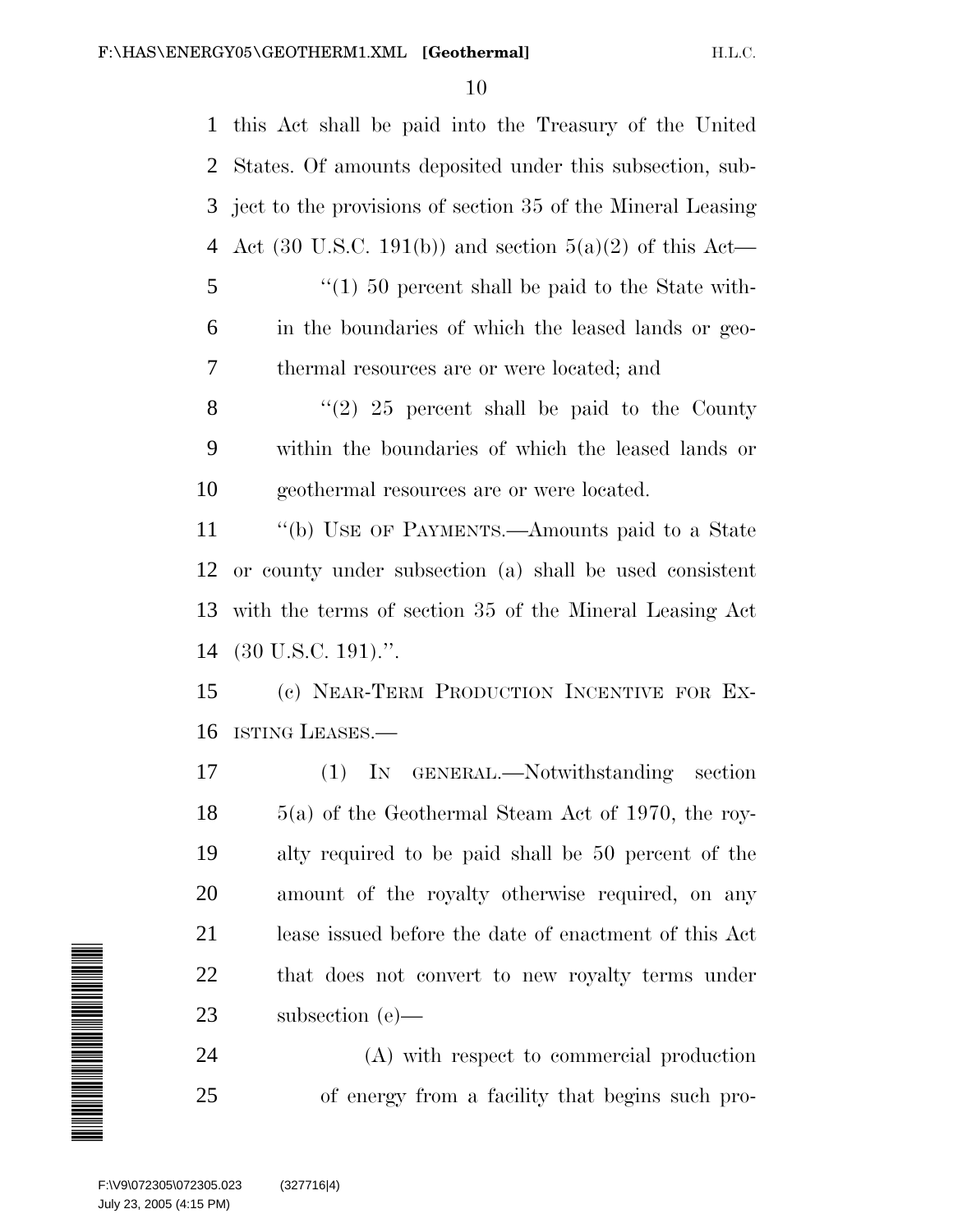this Act shall be paid into the Treasury of the United States. Of amounts deposited under this subsection, subject to the provisions of section 35 of the Mineral Leasing Act (30 U.S.C. 191(b)) and section 5(a)(2) of this Act—

"(1) 50 percent shall be paid to the State within the boundaries of which the leased lands or geothermal resources are or were located; and

"(2) 25 percent shall be paid to the County within the boundaries of which the leased lands or geothermal resources are or were located.

"(b) USE OF PAYMENTS.—Amounts paid to a State or county under subsection (a) shall be used consistent with the terms of section 35 of the Mineral Leasing Act (30 U.S.C. 191).".

(c) NEAR-TERM PRODUCTION INCENTIVE FOR EXISTING LEASES.—

(1) IN GENERAL.—Notwithstanding section 5(a) of the Geothermal Steam Act of 1970, the royalty required to be paid shall be 50 percent of the amount of the royalty otherwise required, on any lease issued before the date of enactment of this Act that does not convert to new royalty terms under subsection (e)—

(A) with respect to commercial production of energy from a facility that begins such pro-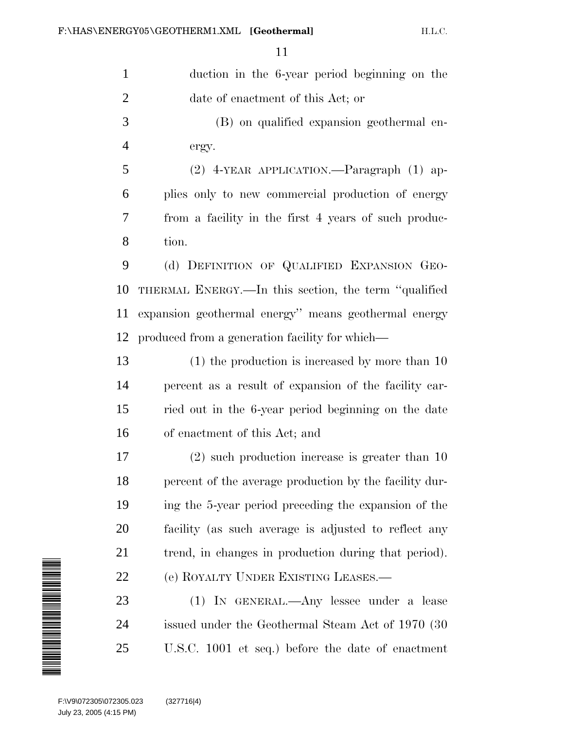duction in the 6-year period beginning on the date of enactment of this Act; or

(B) on qualified expansion geothermal energy.

(2) 4-YEAR APPLICATION.—Paragraph (1) applies only to new commercial production of energy from a facility in the first 4 years of such production.

(d) DEFINITION OF QUALIFIED EXPANSION GEOTHERMAL ENERGY.—In this section, the term "qualified expansion geothermal energy" means geothermal energy produced from a generation facility for which—

(1) the production is increased by more than 10 percent as a result of expansion of the facility carried out in the 6-year period beginning on the date of enactment of this Act; and

(2) such production increase is greater than 10 percent of the average production by the facility during the 5-year period preceding the expansion of the facility (as such average is adjusted to reflect any trend, in changes in production during that period).

(e) ROYALTY UNDER EXISTING LEASES.—

(1) IN GENERAL.—Any lessee under a lease issued under the Geothermal Steam Act of 1970 (30 U.S.C. 1001 et seq.) before the date of enactment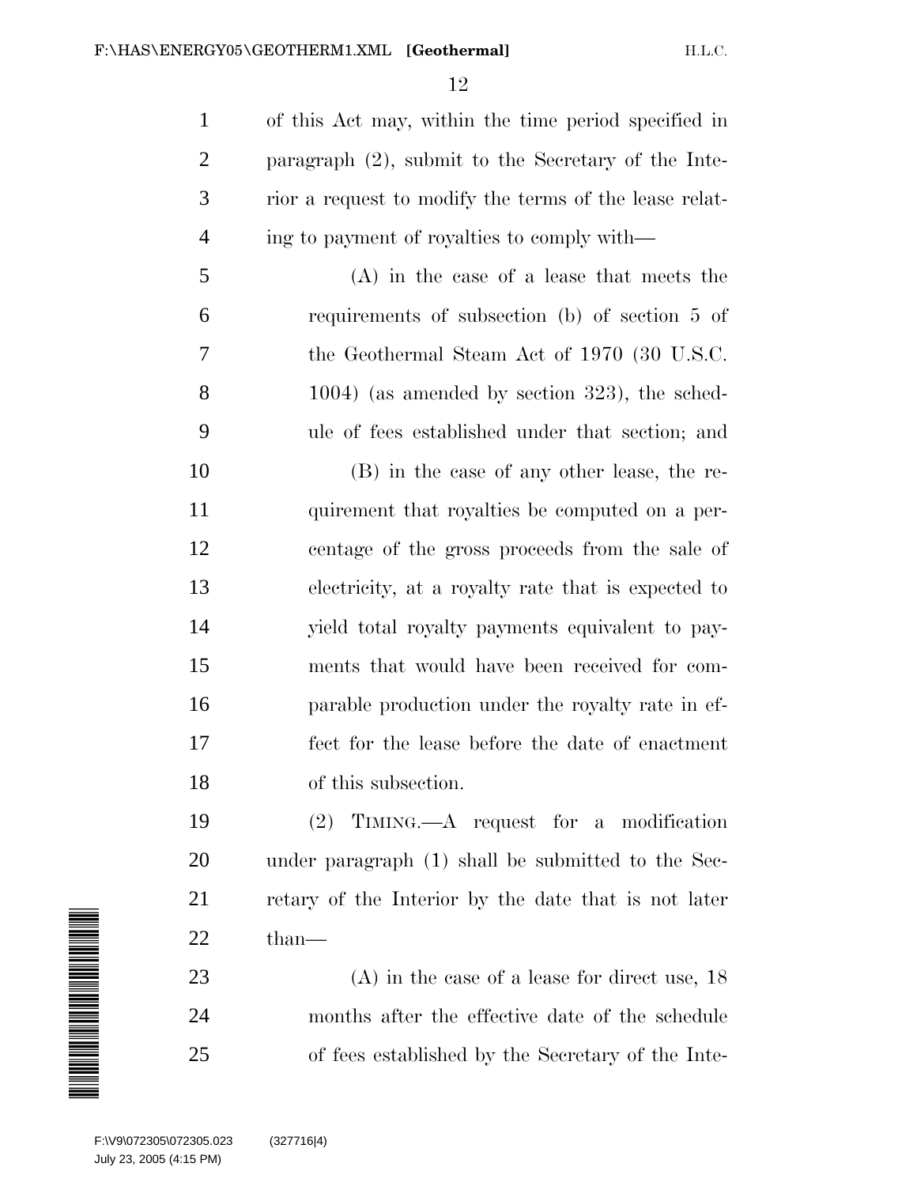of this Act may, within the time period specified in paragraph (2), submit to the Secretary of the Interior a request to modify the terms of the lease relating to payment of royalties to comply with—

(A) in the case of a lease that meets the requirements of subsection (b) of section 5 of the Geothermal Steam Act of 1970 (30 U.S.C. 1004) (as amended by section 323), the schedule of fees established under that section; and

(B) in the case of any other lease, the requirement that royalties be computed on a percentage of the gross proceeds from the sale of electricity, at a royalty rate that is expected to yield total royalty payments equivalent to payments that would have been received for comparable production under the royalty rate in effect for the lease before the date of enactment of this subsection.

(2) TIMING.—A request for a modification under paragraph (1) shall be submitted to the Secretary of the Interior by the date that is not later than—

(A) in the case of a lease for direct use, 18 months after the effective date of the schedule of fees established by the Secretary of the Inte-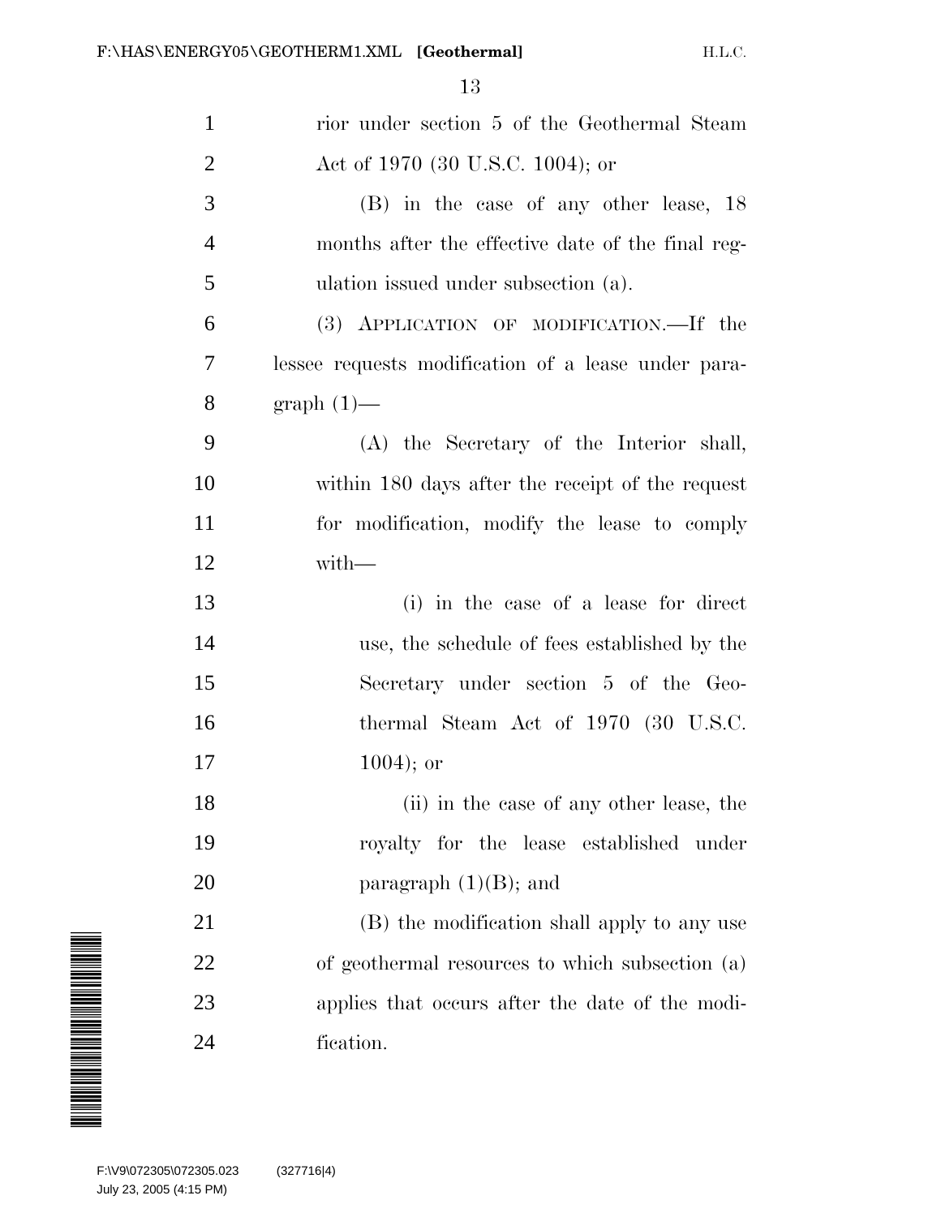rior under section 5 of the Geothermal Steam Act of 1970 (30 U.S.C. 1004); or

(B) in the case of any other lease, 18 months after the effective date of the final regulation issued under subsection (a).

(3) APPLICATION OF MODIFICATION.—If the lessee requests modification of a lease under paragraph (1)—

(A) the Secretary of the Interior shall, within 180 days after the receipt of the request for modification, modify the lease to comply with—

(i) in the case of a lease for direct use, the schedule of fees established by the Secretary under section 5 of the Geothermal Steam Act of 1970 (30 U.S.C. 1004); or

(ii) in the case of any other lease, the royalty for the lease established under paragraph (1)(B); and

(B) the modification shall apply to any use of geothermal resources to which subsection (a) applies that occurs after the date of the modification.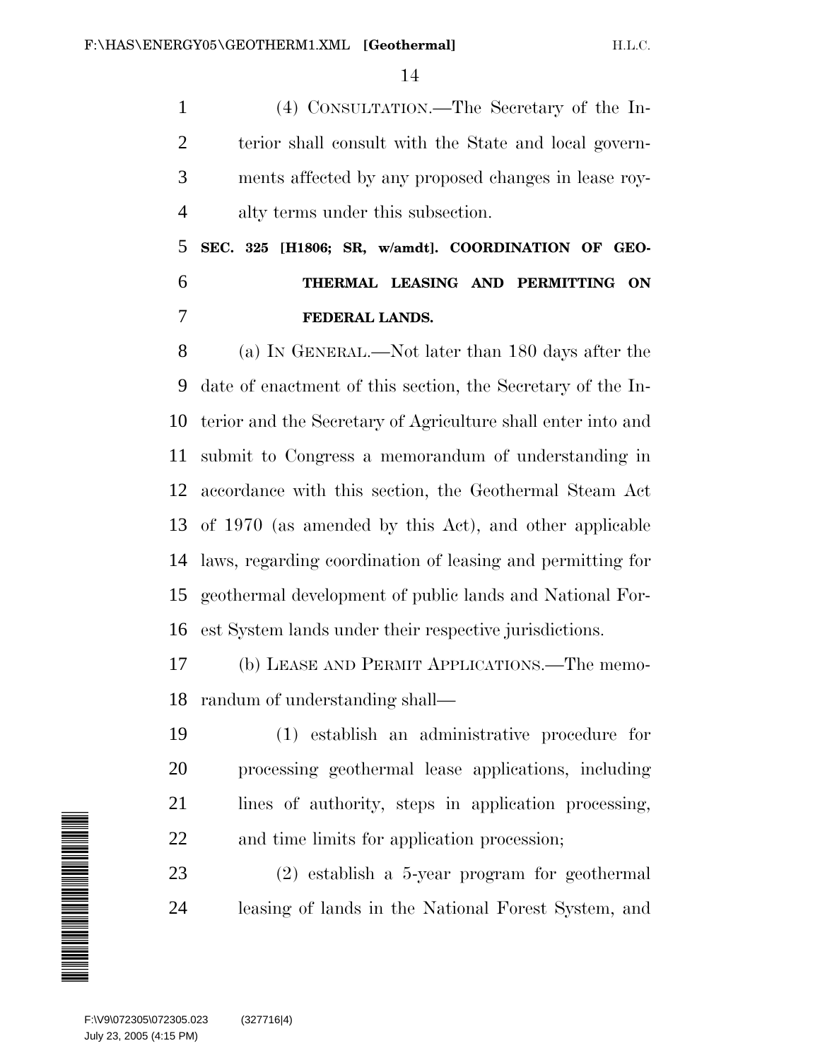(4) CONSULTATION.—The Secretary of the Interior shall consult with the State and local governments affected by any proposed changes in lease royalty terms under this subsection.

**SEC. 325 [H1806; SR, w/amdt]. COORDINATION OF GEOTHERMAL LEASING AND PERMITTING ON FEDERAL LANDS.**

(a) IN GENERAL.—Not later than 180 days after the date of enactment of this section, the Secretary of the Interior and the Secretary of Agriculture shall enter into and submit to Congress a memorandum of understanding in accordance with this section, the Geothermal Steam Act of 1970 (as amended by this Act), and other applicable laws, regarding coordination of leasing and permitting for geothermal development of public lands and National Forest System lands under their respective jurisdictions.

(b) LEASE AND PERMIT APPLICATIONS.—The memorandum of understanding shall—

(1) establish an administrative procedure for processing geothermal lease applications, including lines of authority, steps in application processing, and time limits for application procession;

(2) establish a 5-year program for geothermal leasing of lands in the National Forest System, and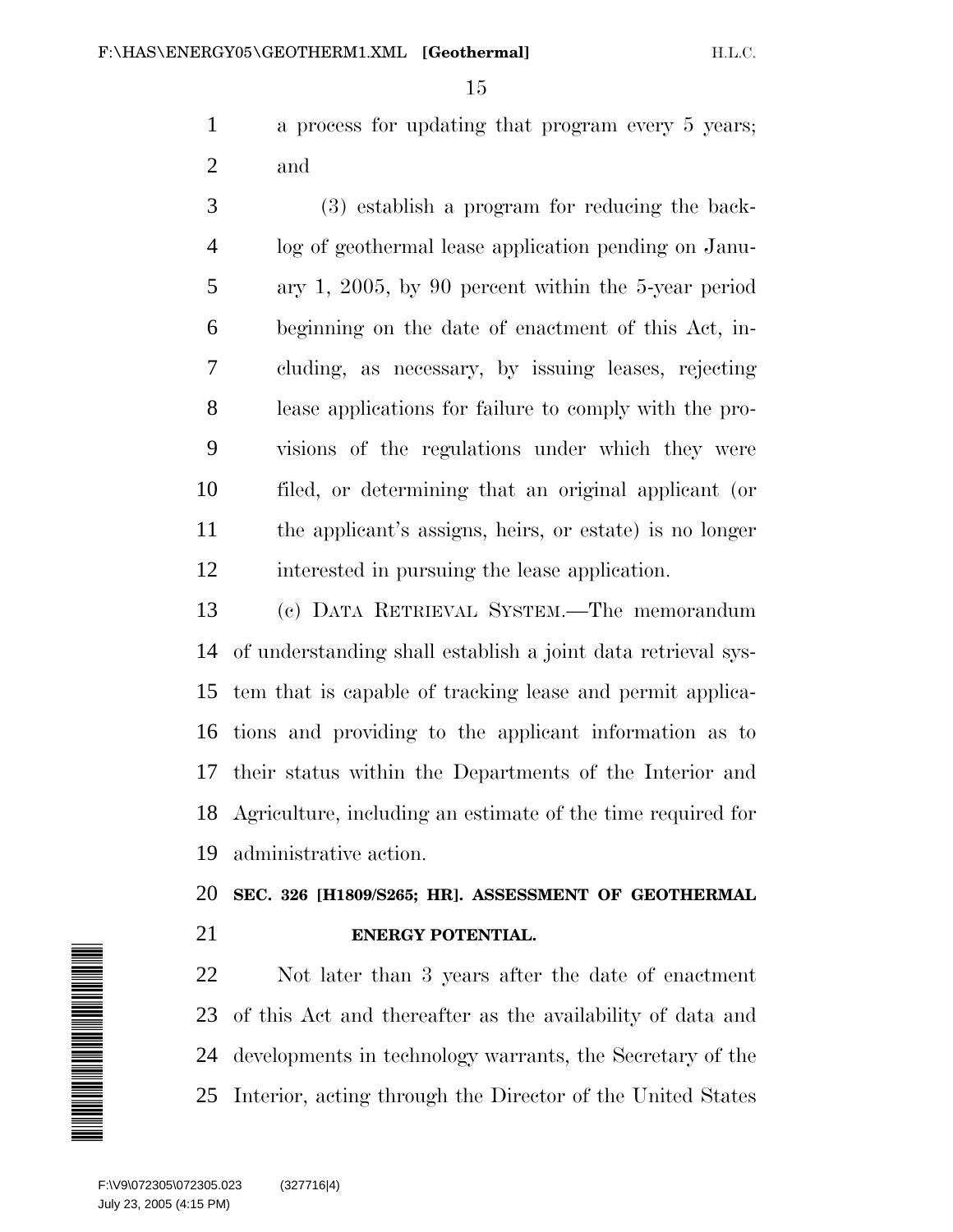a process for updating that program every 5 years; and

(3) establish a program for reducing the backlog of geothermal lease application pending on January 1, 2005, by 90 percent within the 5-year period beginning on the date of enactment of this Act, including, as necessary, by issuing leases, rejecting lease applications for failure to comply with the provisions of the regulations under which they were filed, or determining that an original applicant (or the applicant's assigns, heirs, or estate) is no longer interested in pursuing the lease application.

(c) DATA RETRIEVAL SYSTEM.—The memorandum of understanding shall establish a joint data retrieval system that is capable of tracking lease and permit applications and providing to the applicant information as to their status within the Departments of the Interior and Agriculture, including an estimate of the time required for administrative action.

**SEC. 326 [H1809/S265; HR]. ASSESSMENT OF GEOTHERMAL ENERGY POTENTIAL.**

Not later than 3 years after the date of enactment of this Act and thereafter as the availability of data and developments in technology warrants, the Secretary of the Interior, acting through the Director of the United States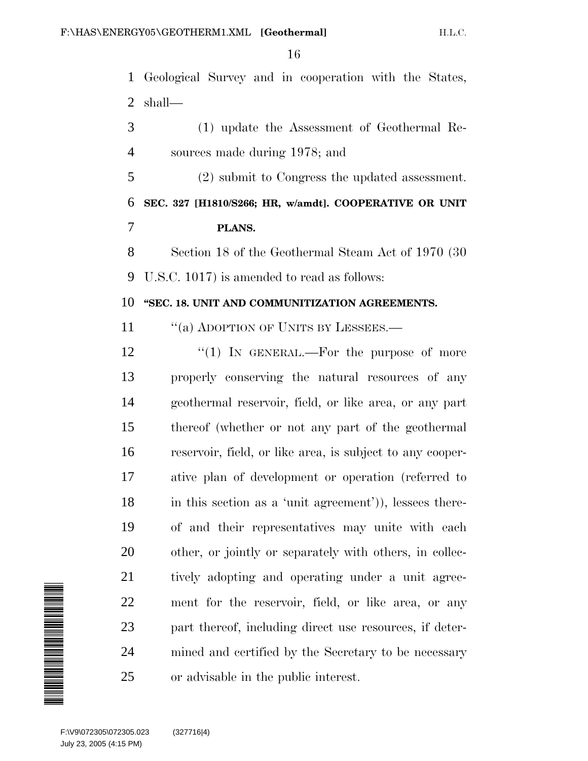Geological Survey and in cooperation with the States, shall—

(1) update the Assessment of Geothermal Resources made during 1978; and

(2) submit to Congress the updated assessment.

**SEC. 327 [H1810/S266; HR, w/amdt]. COOPERATIVE OR UNIT PLANS.**

Section 18 of the Geothermal Steam Act of 1970 (30 U.S.C. 1017) is amended to read as follows:

**"SEC. 18. UNIT AND COMMUNITIZATION AGREEMENTS.**

"(a) ADOPTION OF UNITS BY LESSEES.—

"(1) IN GENERAL.—For the purpose of more properly conserving the natural resources of any geothermal reservoir, field, or like area, or any part thereof (whether or not any part of the geothermal reservoir, field, or like area, is subject to any cooperative plan of development or operation (referred to in this section as a 'unit agreement')), lessees thereof and their representatives may unite with each other, or jointly or separately with others, in collectively adopting and operating under a unit agreement for the reservoir, field, or like area, or any part thereof, including direct use resources, if determined and certified by the Secretary to be necessary or advisable in the public interest.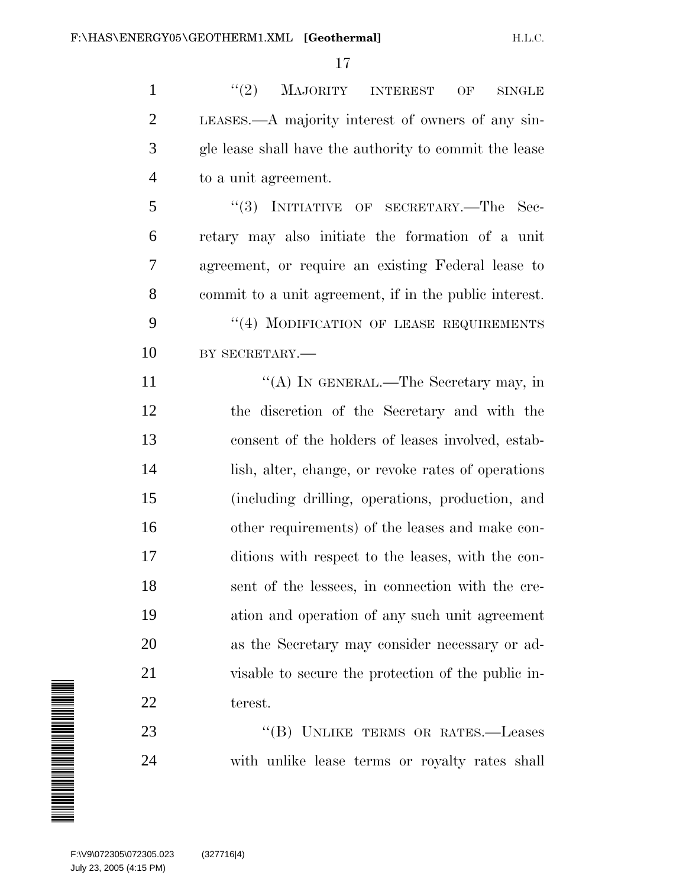"(2) MAJORITY INTEREST OF SINGLE LEASES.—A majority interest of owners of any single lease shall have the authority to commit the lease to a unit agreement.

"(3) INITIATIVE OF SECRETARY.—The Secretary may also initiate the formation of a unit agreement, or require an existing Federal lease to commit to a unit agreement, if in the public interest.

"(4) MODIFICATION OF LEASE REQUIREMENTS BY SECRETARY.—

"(A) IN GENERAL.—The Secretary may, in the discretion of the Secretary and with the consent of the holders of leases involved, establish, alter, change, or revoke rates of operations (including drilling, operations, production, and other requirements) of the leases and make conditions with respect to the leases, with the consent of the lessees, in connection with the creation and operation of any such unit agreement as the Secretary may consider necessary or advisable to secure the protection of the public interest.

"(B) UNLIKE TERMS OR RATES.—Leases with unlike lease terms or royalty rates shall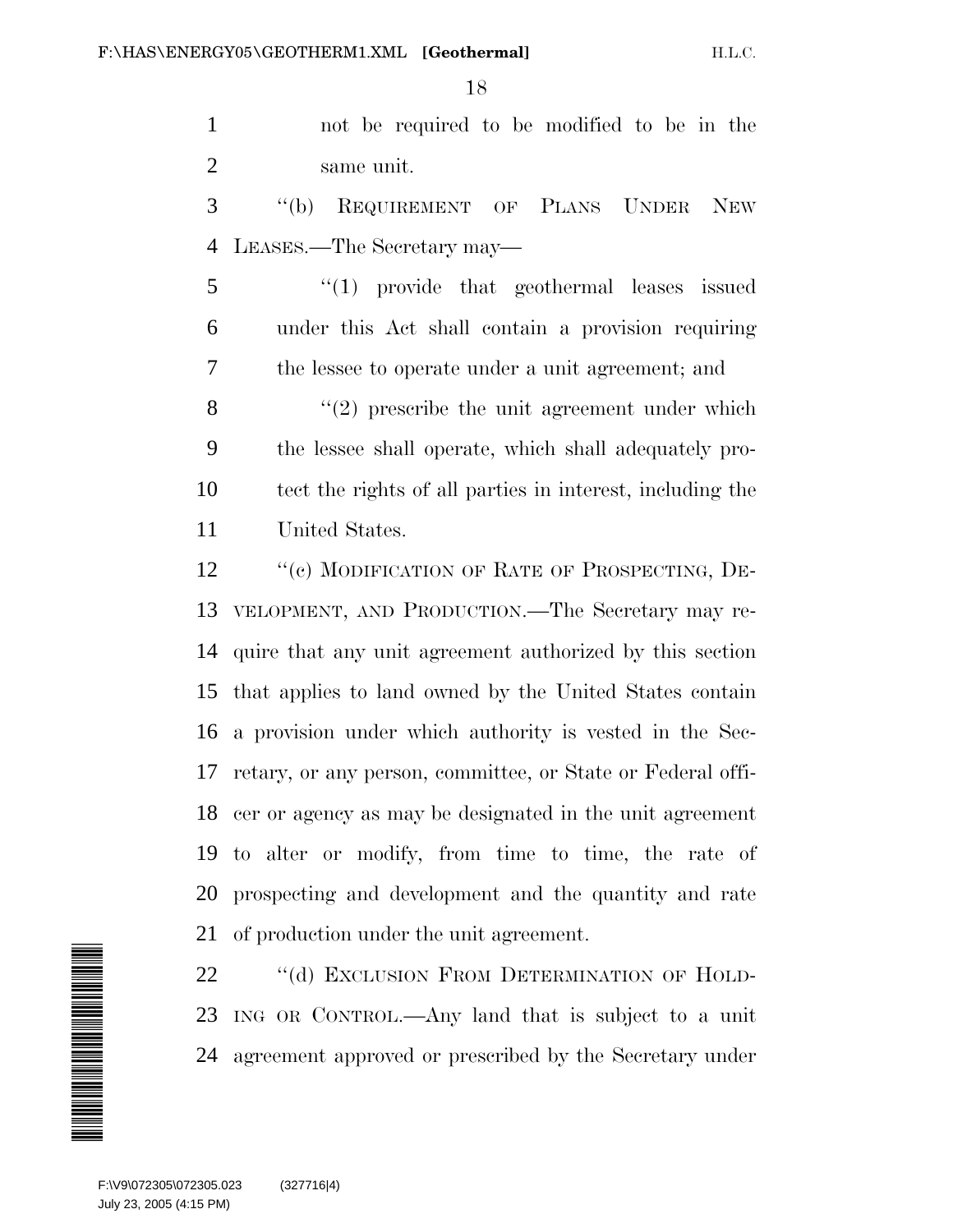not be required to be modified to be in the same unit.

"(b) REQUIREMENT OF PLANS UNDER NEW LEASES.—The Secretary may—

"(1) provide that geothermal leases issued under this Act shall contain a provision requiring the lessee to operate under a unit agreement; and

"(2) prescribe the unit agreement under which the lessee shall operate, which shall adequately protect the rights of all parties in interest, including the United States.

"(c) MODIFICATION OF RATE OF PROSPECTING, DEVELOPMENT, AND PRODUCTION.—The Secretary may require that any unit agreement authorized by this section that applies to land owned by the United States contain a provision under which authority is vested in the Secretary, or any person, committee, or State or Federal officer or agency as may be designated in the unit agreement to alter or modify, from time to time, the rate of prospecting and development and the quantity and rate of production under the unit agreement.

"(d) EXCLUSION FROM DETERMINATION OF HOLDING OR CONTROL.—Any land that is subject to a unit agreement approved or prescribed by the Secretary under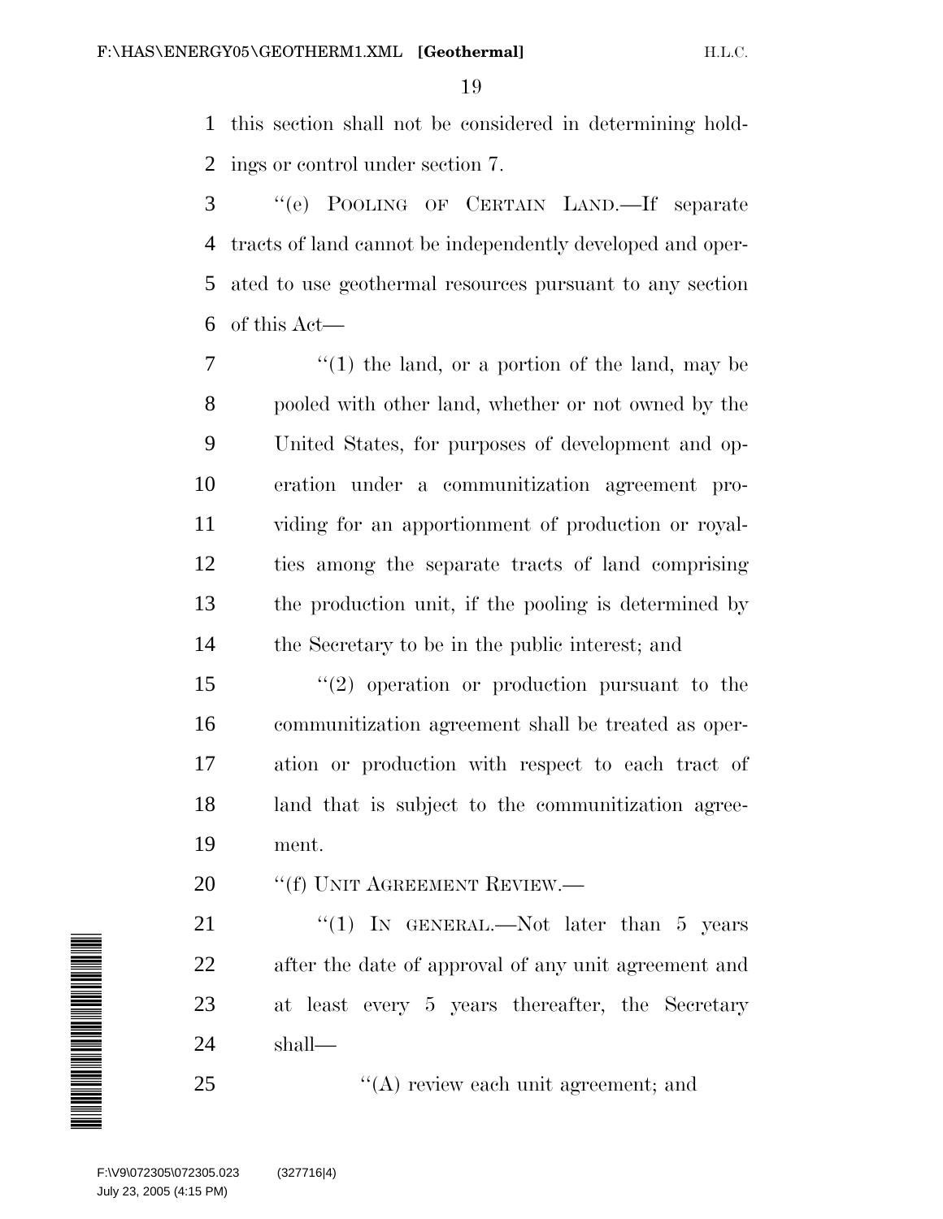this section shall not be considered in determining holdings or control under section 7.

"(e) POOLING OF CERTAIN LAND.—If separate tracts of land cannot be independently developed and operated to use geothermal resources pursuant to any section of this Act—

"(1) the land, or a portion of the land, may be pooled with other land, whether or not owned by the United States, for purposes of development and operation under a communitization agreement providing for an apportionment of production or royalties among the separate tracts of land comprising the production unit, if the pooling is determined by the Secretary to be in the public interest; and

"(2) operation or production pursuant to the communitization agreement shall be treated as operation or production with respect to each tract of land that is subject to the communitization agreement.

"(f) UNIT AGREEMENT REVIEW.—

"(1) IN GENERAL.—Not later than 5 years after the date of approval of any unit agreement and at least every 5 years thereafter, the Secretary shall—

"(A) review each unit agreement; and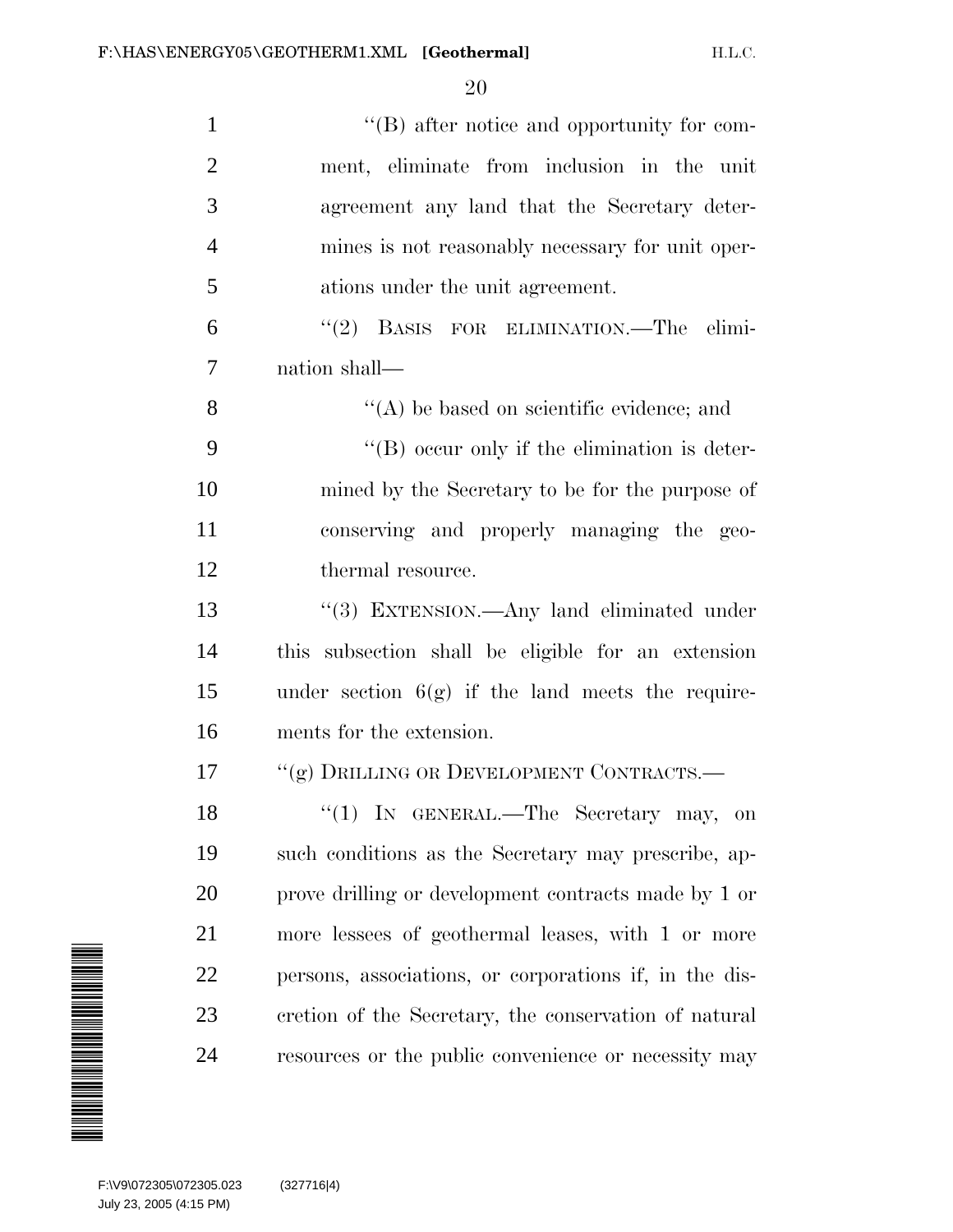''(B) after notice and opportunity for comment, eliminate from inclusion in the unit agreement any land that the Secretary determines is not reasonably necessary for unit operations under the unit agreement.

''(2) BASIS FOR ELIMINATION.—The elimination shall—

''(A) be based on scientific evidence; and

''(B) occur only if the elimination is determined by the Secretary to be for the purpose of conserving and properly managing the geothermal resource.

''(3) EXTENSION.—Any land eliminated under this subsection shall be eligible for an extension under section 6(g) if the land meets the requirements for the extension.

''(g) DRILLING OR DEVELOPMENT CONTRACTS.—

''(1) IN GENERAL.—The Secretary may, on such conditions as the Secretary may prescribe, approve drilling or development contracts made by 1 or more lessees of geothermal leases, with 1 or more persons, associations, or corporations if, in the discretion of the Secretary, the conservation of natural resources or the public convenience or necessity may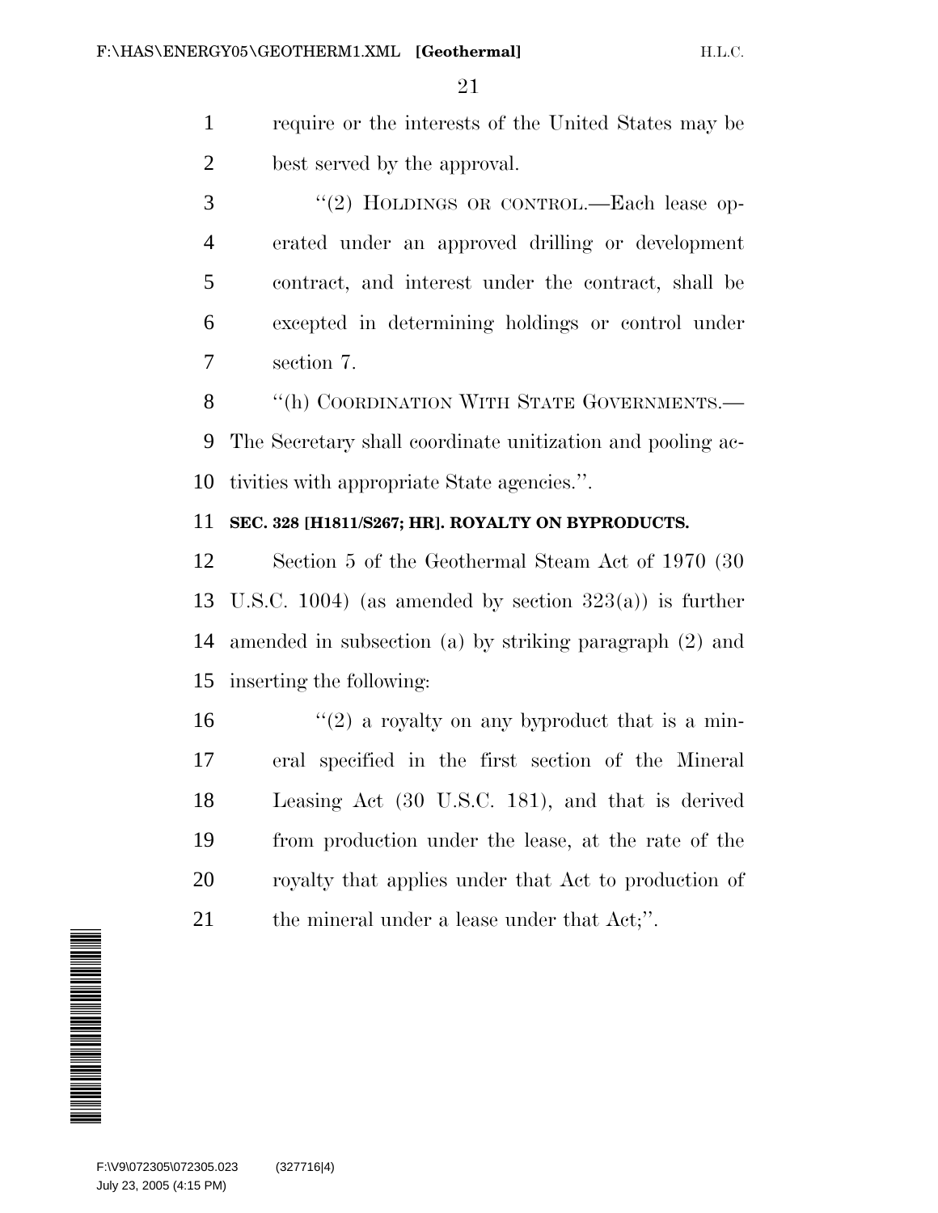require or the interests of the United States may be best served by the approval.

"(2) HOLDINGS OR CONTROL.—Each lease operated under an approved drilling or development contract, and interest under the contract, shall be excepted in determining holdings or control under section 7.

"(h) COORDINATION WITH STATE GOVERNMENTS.—The Secretary shall coordinate unitization and pooling activities with appropriate State agencies.".

**SEC. 328 [H1811/S267; HR]. ROYALTY ON BYPRODUCTS.**

Section 5 of the Geothermal Steam Act of 1970 (30 U.S.C. 1004) (as amended by section 323(a)) is further amended in subsection (a) by striking paragraph (2) and inserting the following:

"(2) a royalty on any byproduct that is a mineral specified in the first section of the Mineral Leasing Act (30 U.S.C. 181), and that is derived from production under the lease, at the rate of the royalty that applies under that Act to production of the mineral under a lease under that Act;".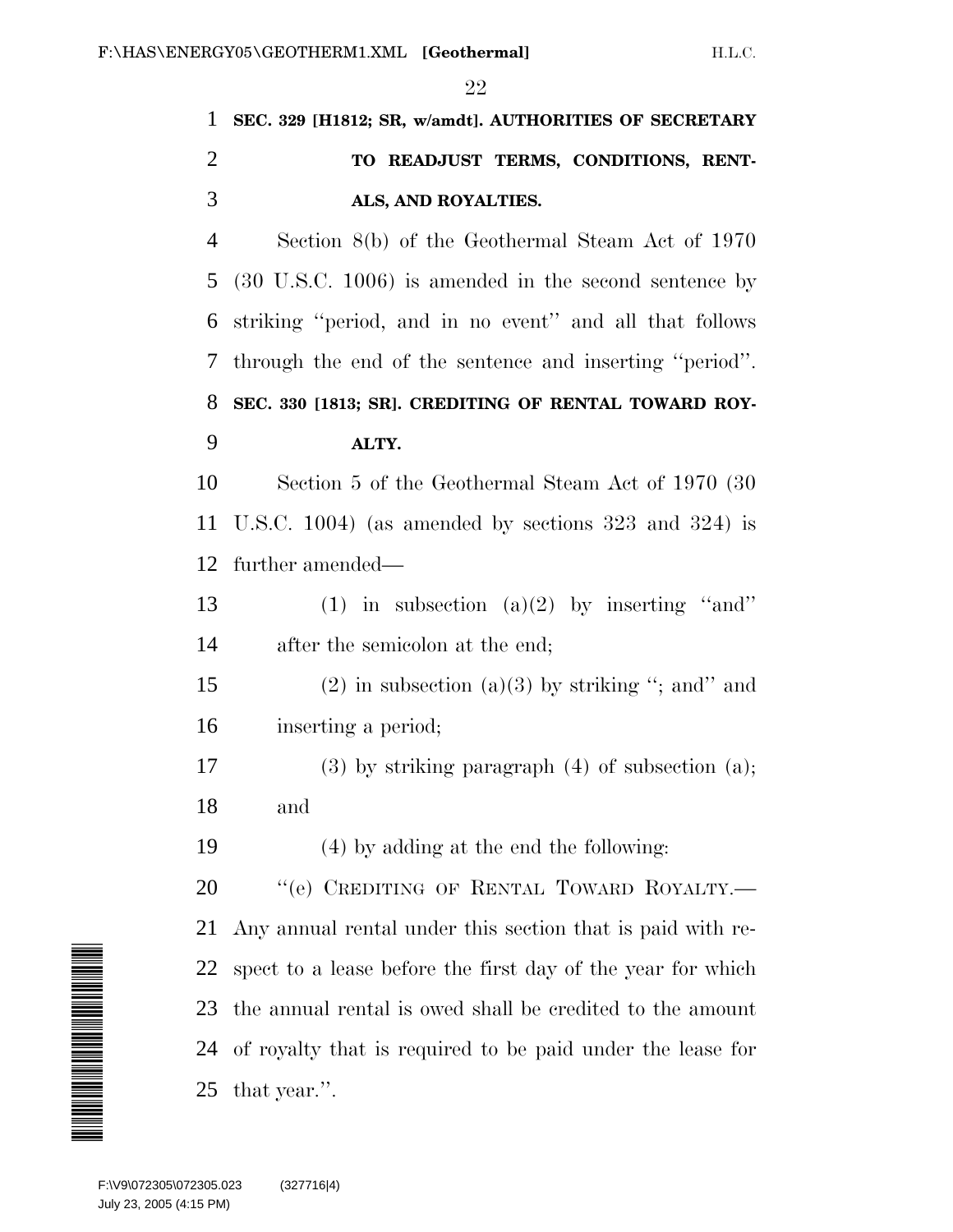**SEC. 329 [H1812; SR, w/amdt]. AUTHORITIES OF SECRETARY TO READJUST TERMS, CONDITIONS, RENTALS, AND ROYALTIES.**

Section 8(b) of the Geothermal Steam Act of 1970 (30 U.S.C. 1006) is amended in the second sentence by striking ''period, and in no event'' and all that follows through the end of the sentence and inserting ''period''.

**SEC. 330 [1813; SR]. CREDITING OF RENTAL TOWARD ROYALTY.**

Section 5 of the Geothermal Steam Act of 1970 (30 U.S.C. 1004) (as amended by sections 323 and 324) is further amended—

(1) in subsection (a)(2) by inserting ''and'' after the semicolon at the end;

(2) in subsection (a)(3) by striking ''; and'' and inserting a period;

(3) by striking paragraph (4) of subsection (a); and

(4) by adding at the end the following:

''(e) CREDITING OF RENTAL TOWARD ROYALTY.—Any annual rental under this section that is paid with respect to a lease before the first day of the year for which the annual rental is owed shall be credited to the amount of royalty that is required to be paid under the lease for that year.''.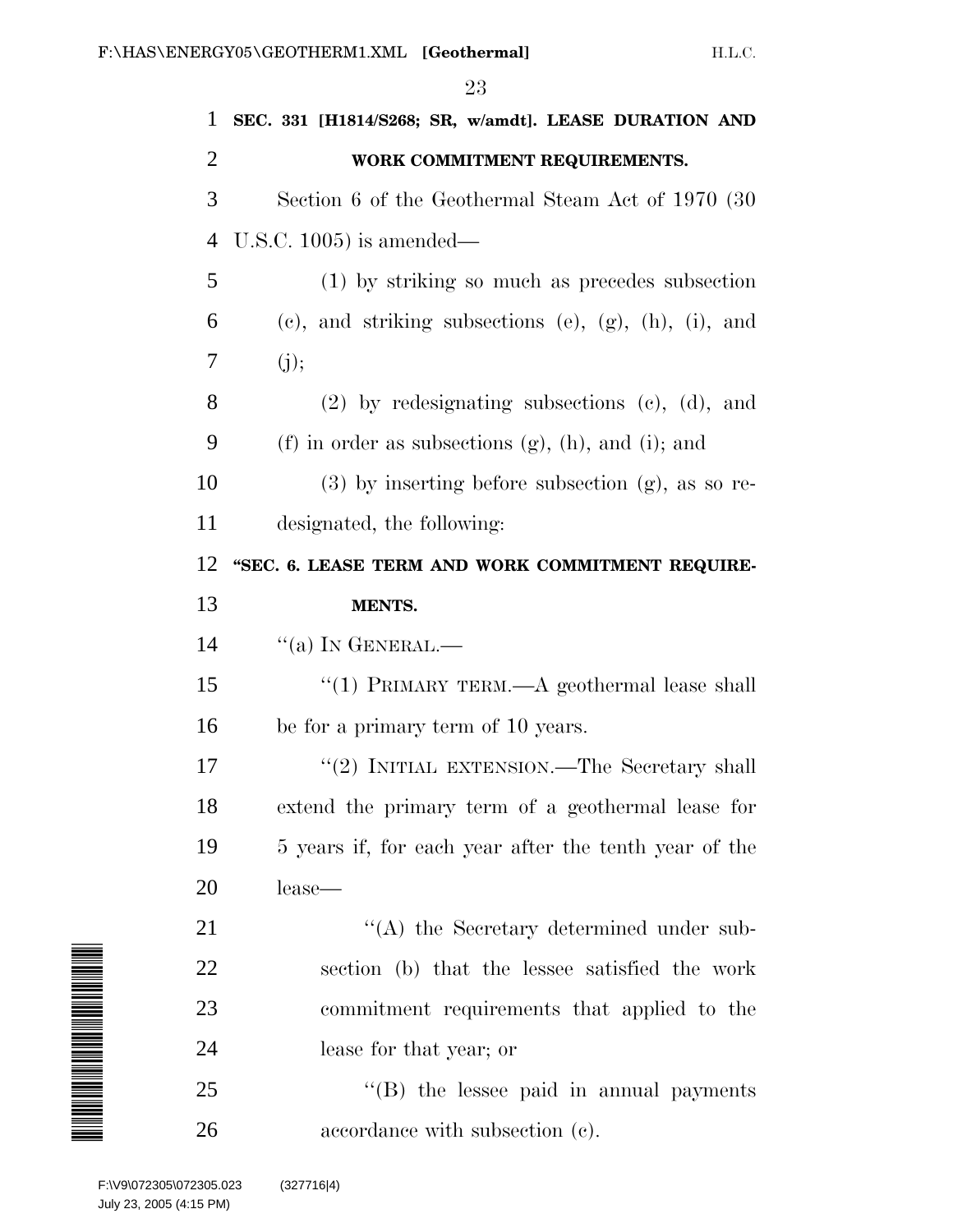**SEC. 331 [H1814/S268; SR, w/amdt]. LEASE DURATION AND WORK COMMITMENT REQUIREMENTS.**

Section 6 of the Geothermal Steam Act of 1970 (30 U.S.C. 1005) is amended—

(1) by striking so much as precedes subsection (c), and striking subsections (e), (g), (h), (i), and (j);

(2) by redesignating subsections (c), (d), and (f) in order as subsections (g), (h), and (i); and

(3) by inserting before subsection (g), as so redesignated, the following:

**"SEC. 6. LEASE TERM AND WORK COMMITMENT REQUIREMENTS.**

"(a) IN GENERAL.—

"(1) PRIMARY TERM.—A geothermal lease shall be for a primary term of 10 years.

"(2) INITIAL EXTENSION.—The Secretary shall extend the primary term of a geothermal lease for 5 years if, for each year after the tenth year of the lease—

"(A) the Secretary determined under subsection (b) that the lessee satisfied the work commitment requirements that applied to the lease for that year; or

"(B) the lessee paid in annual payments accordance with subsection (c).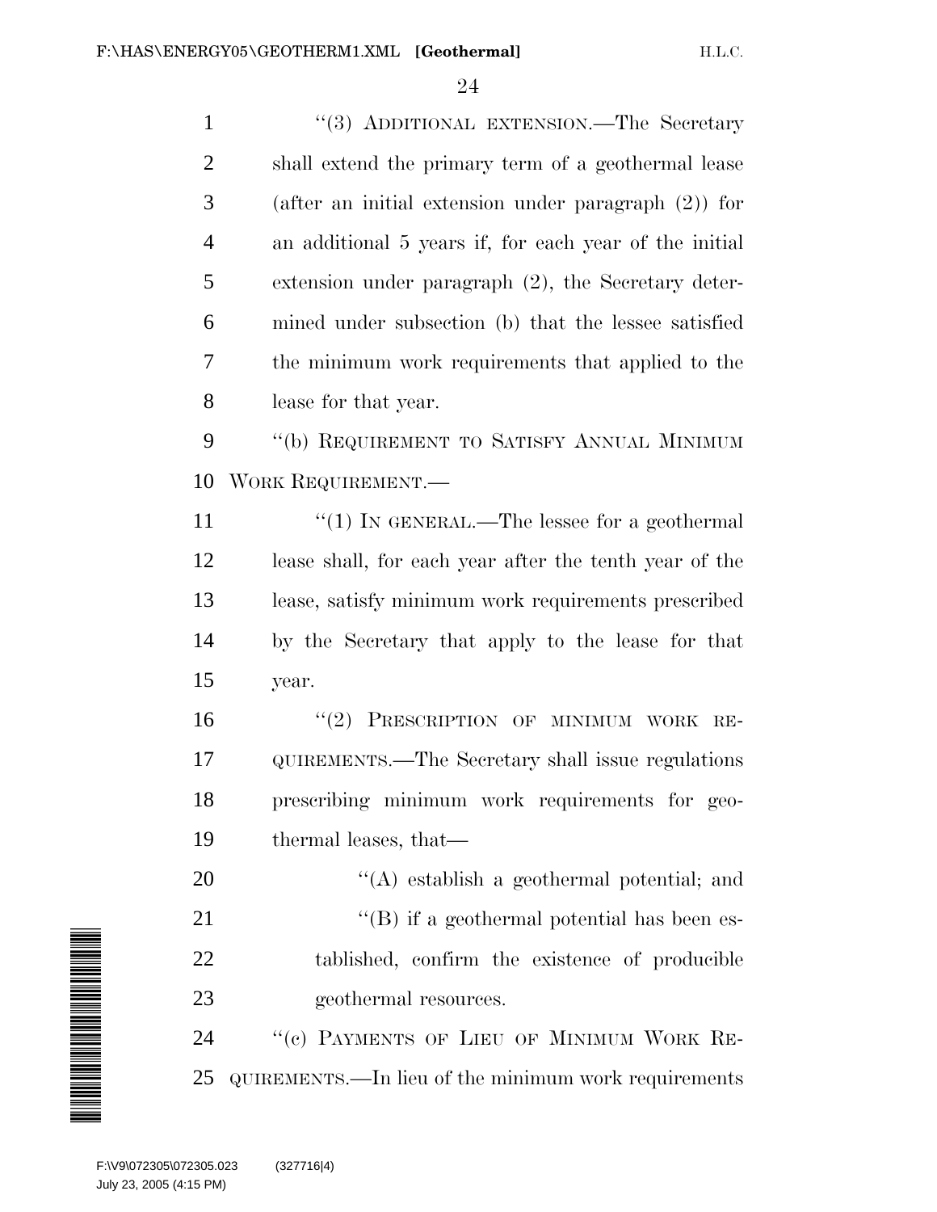"(3) ADDITIONAL EXTENSION.—The Secretary shall extend the primary term of a geothermal lease (after an initial extension under paragraph (2)) for an additional 5 years if, for each year of the initial extension under paragraph (2), the Secretary determined under subsection (b) that the lessee satisfied the minimum work requirements that applied to the lease for that year.

"(b) REQUIREMENT TO SATISFY ANNUAL MINIMUM WORK REQUIREMENT.—

"(1) IN GENERAL.—The lessee for a geothermal lease shall, for each year after the tenth year of the lease, satisfy minimum work requirements prescribed by the Secretary that apply to the lease for that year.

"(2) PRESCRIPTION OF MINIMUM WORK REQUIREMENTS.—The Secretary shall issue regulations prescribing minimum work requirements for geothermal leases, that—

"(A) establish a geothermal potential; and

"(B) if a geothermal potential has been established, confirm the existence of producible geothermal resources.

"(c) PAYMENTS OF LIEU OF MINIMUM WORK REQUIREMENTS.—In lieu of the minimum work requirements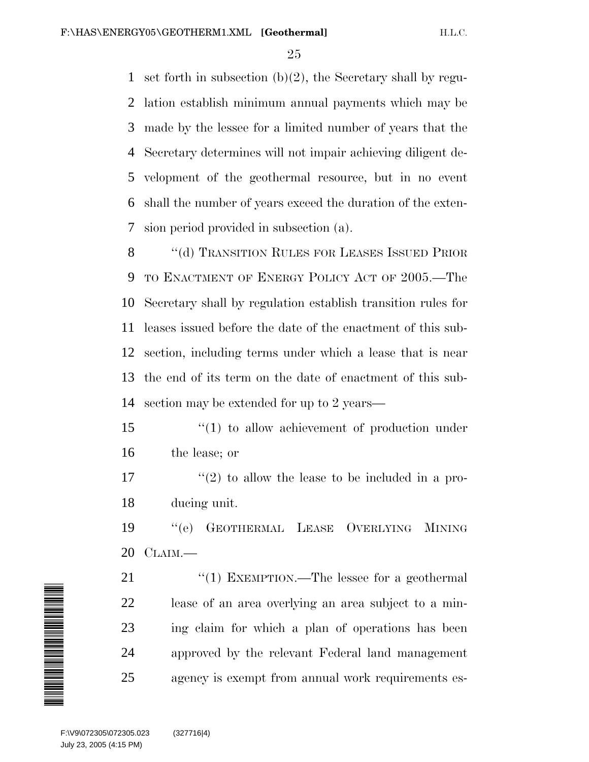set forth in subsection (b)(2), the Secretary shall by regulation establish minimum annual payments which may be made by the lessee for a limited number of years that the Secretary determines will not impair achieving diligent development of the geothermal resource, but in no event shall the number of years exceed the duration of the extension period provided in subsection (a).

"(d) TRANSITION RULES FOR LEASES ISSUED PRIOR TO ENACTMENT OF ENERGY POLICY ACT OF 2005.—The Secretary shall by regulation establish transition rules for leases issued before the date of the enactment of this subsection, including terms under which a lease that is near the end of its term on the date of enactment of this subsection may be extended for up to 2 years—

"(1) to allow achievement of production under the lease; or

"(2) to allow the lease to be included in a producing unit.

"(e) GEOTHERMAL LEASE OVERLYING MINING CLAIM.—

"(1) EXEMPTION.—The lessee for a geothermal lease of an area overlying an area subject to a mining claim for which a plan of operations has been approved by the relevant Federal land management agency is exempt from annual work requirements es-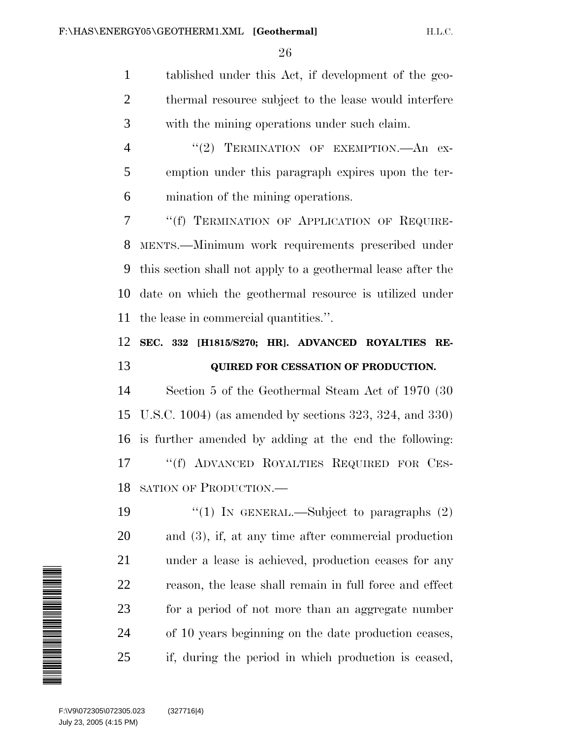tablished under this Act, if development of the geothermal resource subject to the lease would interfere with the mining operations under such claim.

"(2) TERMINATION OF EXEMPTION.—An exemption under this paragraph expires upon the termination of the mining operations.

"(f) TERMINATION OF APPLICATION OF REQUIREMENTS.—Minimum work requirements prescribed under this section shall not apply to a geothermal lease after the date on which the geothermal resource is utilized under the lease in commercial quantities.".

**SEC. 332 [H1815/S270; HR]. ADVANCED ROYALTIES REQUIRED FOR CESSATION OF PRODUCTION.**

Section 5 of the Geothermal Steam Act of 1970 (30 U.S.C. 1004) (as amended by sections 323, 324, and 330) is further amended by adding at the end the following:

"(f) ADVANCED ROYALTIES REQUIRED FOR CESSATION OF PRODUCTION.—

"(1) IN GENERAL.—Subject to paragraphs (2) and (3), if, at any time after commercial production under a lease is achieved, production ceases for any reason, the lease shall remain in full force and effect for a period of not more than an aggregate number of 10 years beginning on the date production ceases, if, during the period in which production is ceased,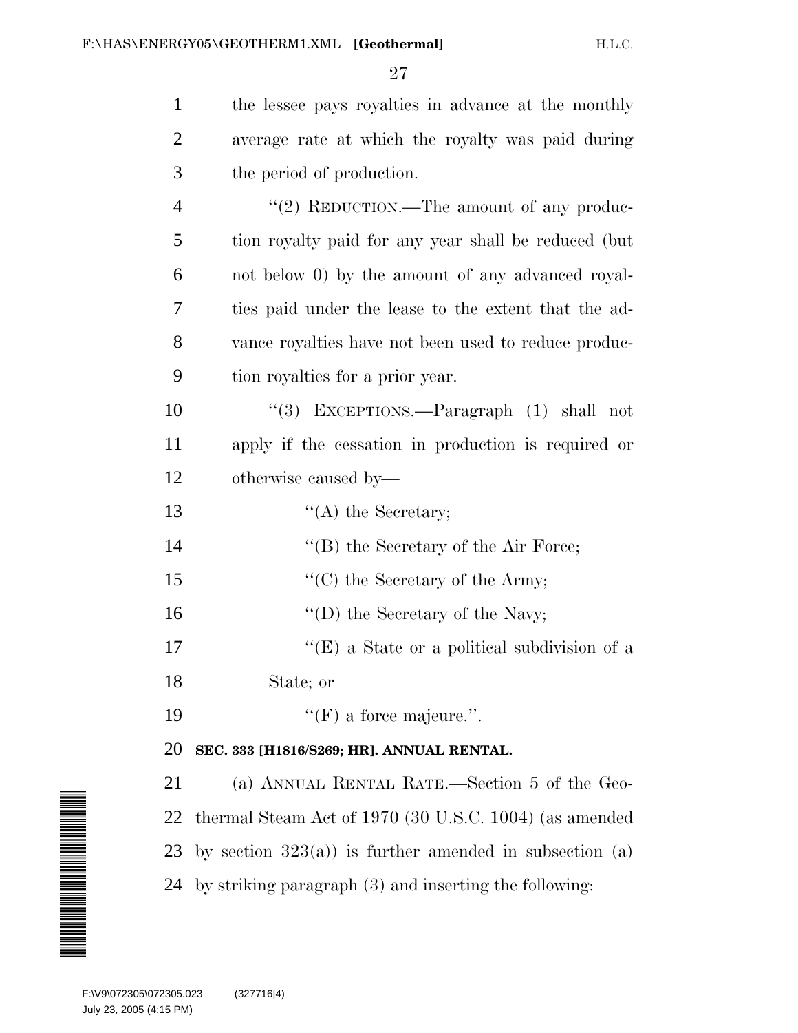the lessee pays royalties in advance at the monthly average rate at which the royalty was paid during the period of production.

''(2) REDUCTION.—The amount of any production royalty paid for any year shall be reduced (but not below 0) by the amount of any advanced royalties paid under the lease to the extent that the advance royalties have not been used to reduce production royalties for a prior year.

''(3) EXCEPTIONS.—Paragraph (1) shall not apply if the cessation in production is required or otherwise caused by—

''(A) the Secretary;

''(B) the Secretary of the Air Force;

''(C) the Secretary of the Army;

''(D) the Secretary of the Navy;

''(E) a State or a political subdivision of a State; or

''(F) a force majeure.''.

**SEC. 333 [H1816/S269; HR]. ANNUAL RENTAL.**

(a) ANNUAL RENTAL RATE.—Section 5 of the Geothermal Steam Act of 1970 (30 U.S.C. 1004) (as amended by section 323(a)) is further amended in subsection (a) by striking paragraph (3) and inserting the following: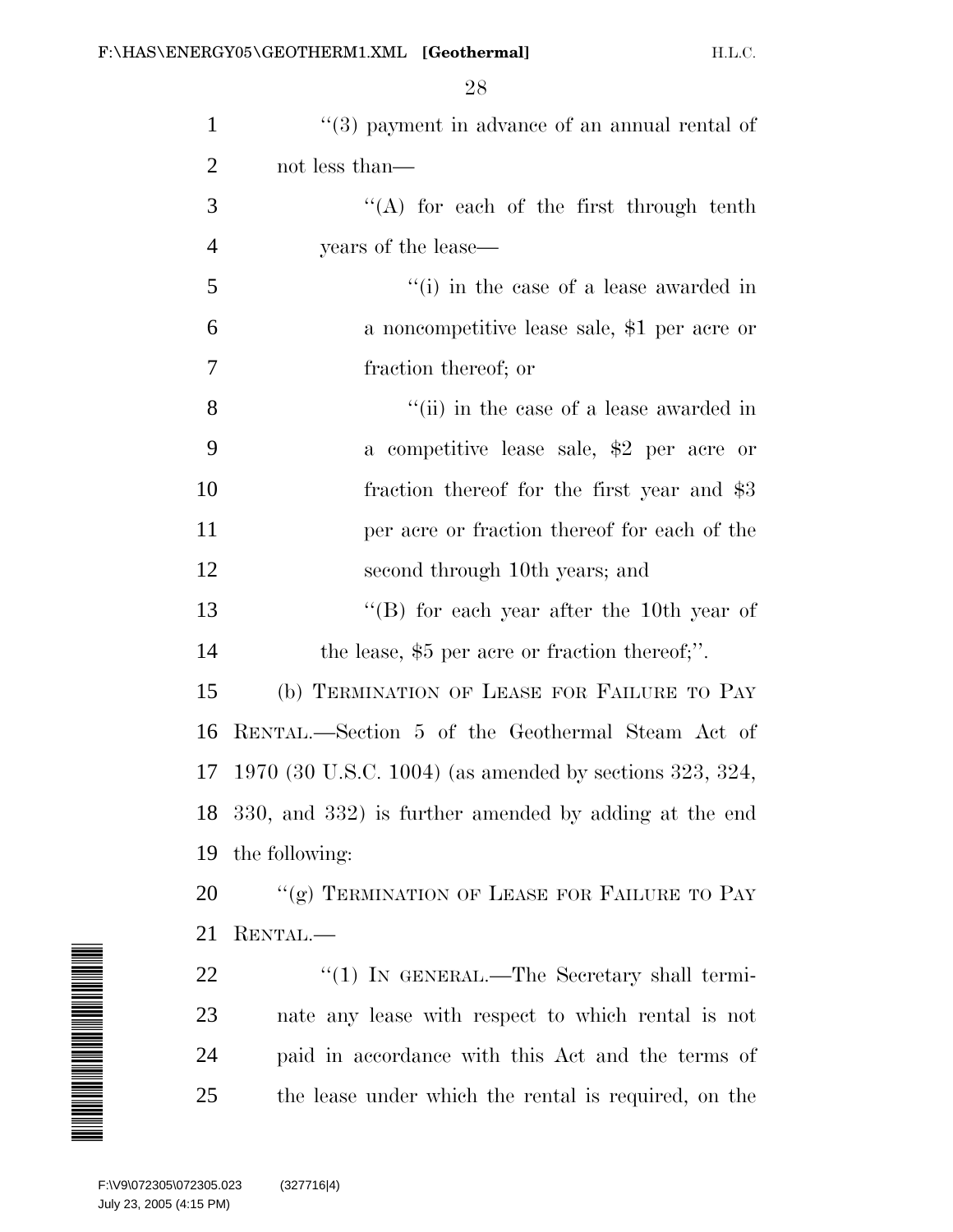"(3) payment in advance of an annual rental of not less than—

"(A) for each of the first through tenth years of the lease—

"(i) in the case of a lease awarded in a noncompetitive lease sale, $1 per acre or fraction thereof; or

"(ii) in the case of a lease awarded in a competitive lease sale, $2 per acre or fraction thereof for the first year and $3 per acre or fraction thereof for each of the second through 10th years; and

"(B) for each year after the 10th year of the lease, $5 per acre or fraction thereof;".

(b) TERMINATION OF LEASE FOR FAILURE TO PAY RENTAL.—Section 5 of the Geothermal Steam Act of 1970 (30 U.S.C. 1004) (as amended by sections 323, 324, 330, and 332) is further amended by adding at the end the following:

"(g) TERMINATION OF LEASE FOR FAILURE TO PAY RENTAL.—

"(1) IN GENERAL.—The Secretary shall terminate any lease with respect to which rental is not paid in accordance with this Act and the terms of the lease under which the rental is required, on the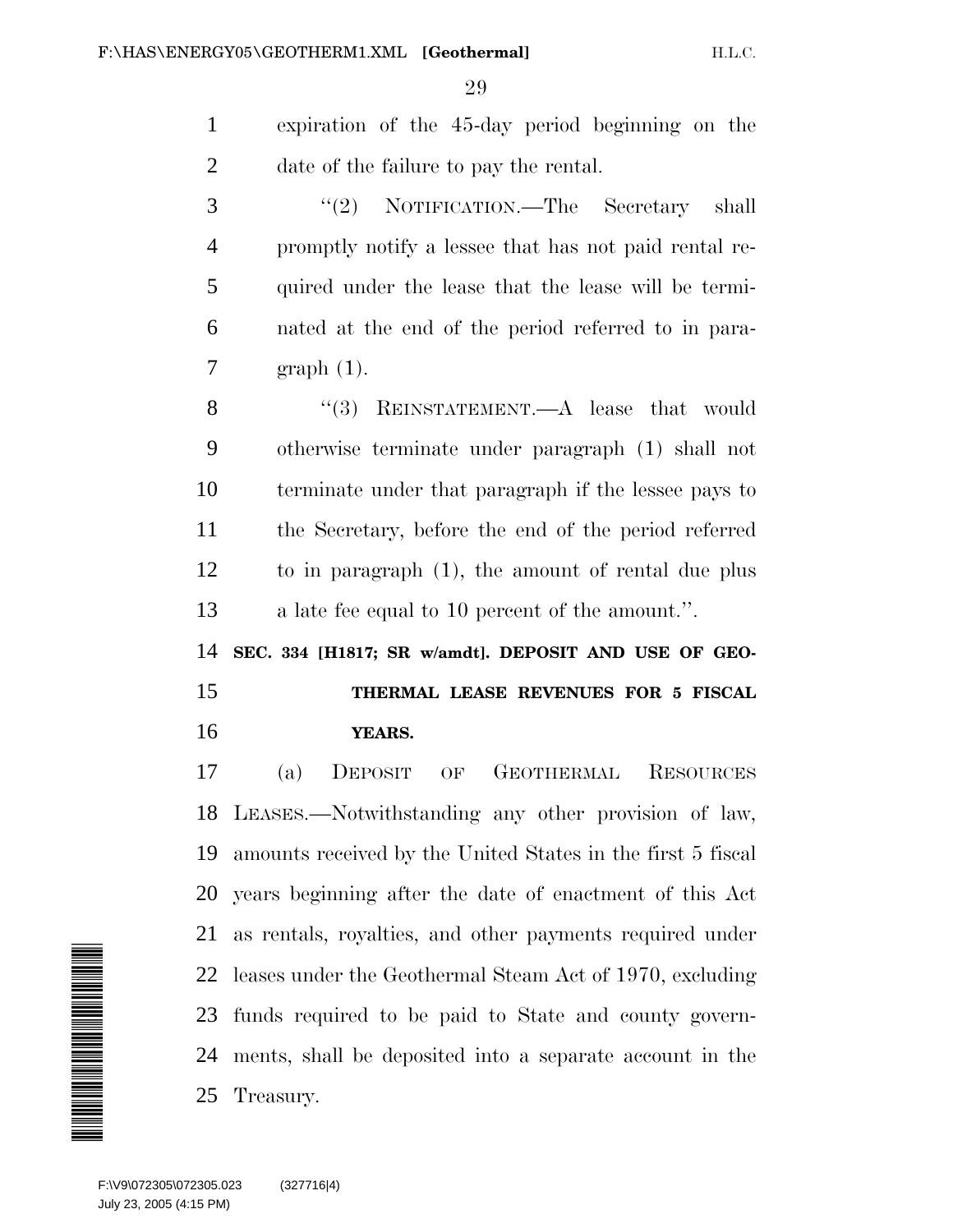expiration of the 45-day period beginning on the date of the failure to pay the rental.

"(2) NOTIFICATION.—The Secretary shall promptly notify a lessee that has not paid rental required under the lease that the lease will be terminated at the end of the period referred to in paragraph (1).

"(3) REINSTATEMENT.—A lease that would otherwise terminate under paragraph (1) shall not terminate under that paragraph if the lessee pays to the Secretary, before the end of the period referred to in paragraph (1), the amount of rental due plus a late fee equal to 10 percent of the amount.".

**SEC. 334 [H1817; SR w/amdt]. DEPOSIT AND USE OF GEOTHERMAL LEASE REVENUES FOR 5 FISCAL YEARS.**

(a) DEPOSIT OF GEOTHERMAL RESOURCES LEASES.—Notwithstanding any other provision of law, amounts received by the United States in the first 5 fiscal years beginning after the date of enactment of this Act as rentals, royalties, and other payments required under leases under the Geothermal Steam Act of 1970, excluding funds required to be paid to State and county governments, shall be deposited into a separate account in the Treasury.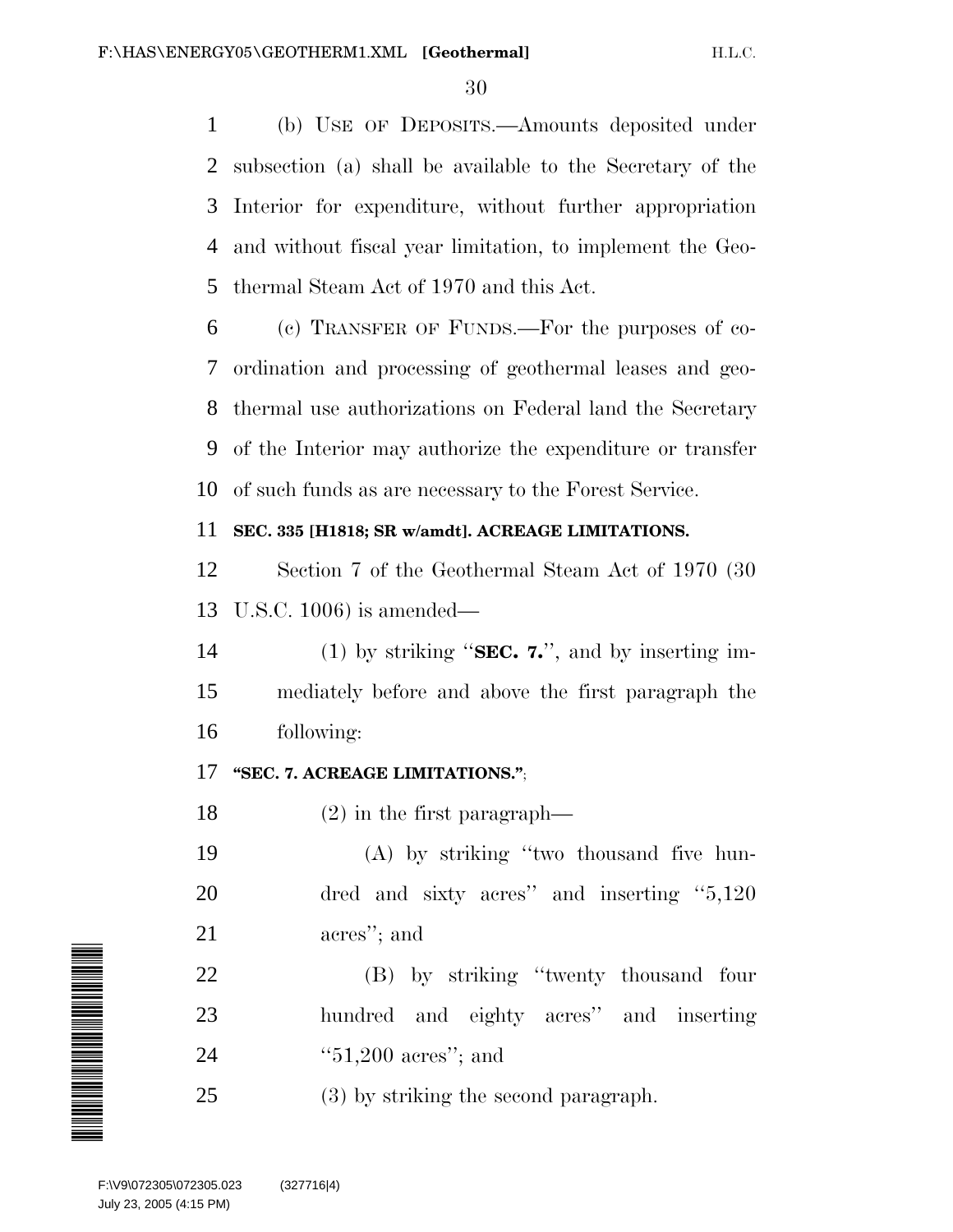(b) USE OF DEPOSITS.—Amounts deposited under subsection (a) shall be available to the Secretary of the Interior for expenditure, without further appropriation and without fiscal year limitation, to implement the Geothermal Steam Act of 1970 and this Act.

(c) TRANSFER OF FUNDS.—For the purposes of coordination and processing of geothermal leases and geothermal use authorizations on Federal land the Secretary of the Interior may authorize the expenditure or transfer of such funds as are necessary to the Forest Service.

**SEC. 335 [H1818; SR w/amdt]. ACREAGE LIMITATIONS.**

Section 7 of the Geothermal Steam Act of 1970 (30 U.S.C. 1006) is amended—

(1) by striking "**SEC. 7.**", and by inserting immediately before and above the first paragraph the following:

**"SEC. 7. ACREAGE LIMITATIONS."**;

(2) in the first paragraph—

(A) by striking "two thousand five hundred and sixty acres" and inserting "5,120 acres"; and

(B) by striking "twenty thousand four hundred and eighty acres" and inserting "51,200 acres"; and

(3) by striking the second paragraph.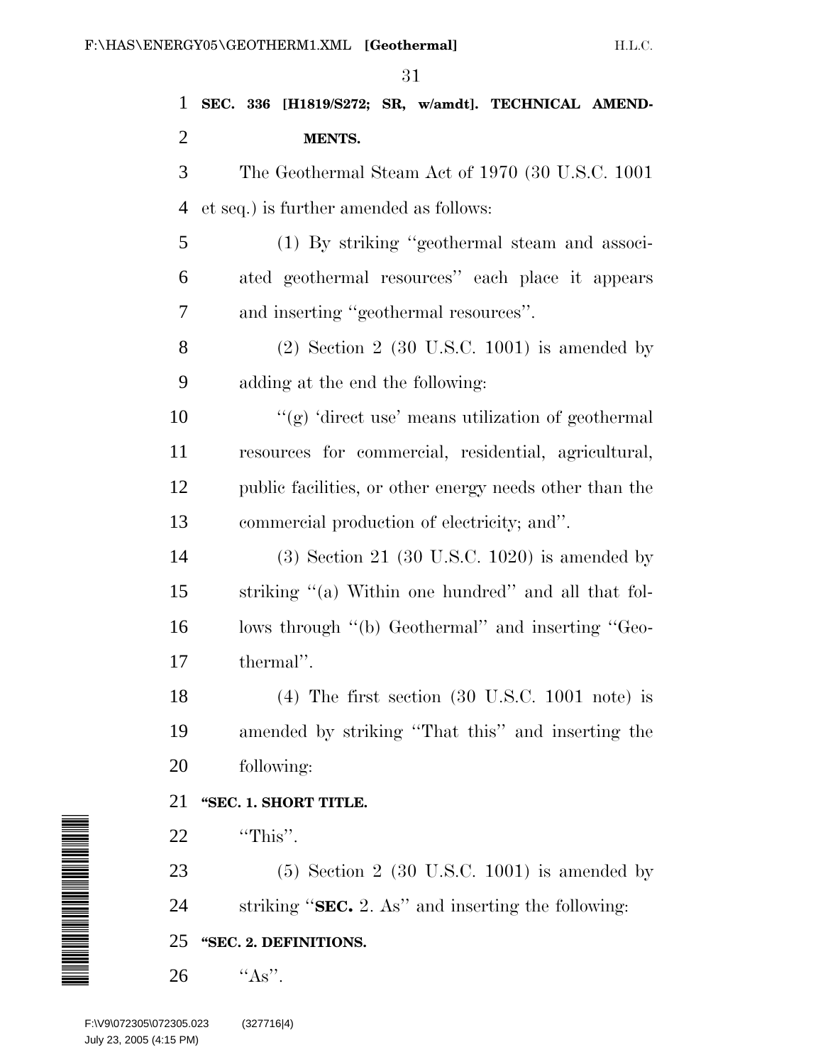**SEC. 336 [H1819/S272; SR, w/amdt]. TECHNICAL AMENDMENTS.**

The Geothermal Steam Act of 1970 (30 U.S.C. 1001 et seq.) is further amended as follows:

(1) By striking ''geothermal steam and associated geothermal resources'' each place it appears and inserting ''geothermal resources''.

(2) Section 2 (30 U.S.C. 1001) is amended by adding at the end the following:

''(g) 'direct use' means utilization of geothermal resources for commercial, residential, agricultural, public facilities, or other energy needs other than the commercial production of electricity; and''.

(3) Section 21 (30 U.S.C. 1020) is amended by striking ''(a) Within one hundred'' and all that follows through ''(b) Geothermal'' and inserting ''Geothermal''.

(4) The first section (30 U.S.C. 1001 note) is amended by striking ''That this'' and inserting the following:

**''SEC. 1. SHORT TITLE.**

''This''.

(5) Section 2 (30 U.S.C. 1001) is amended by striking ''**SEC.** 2. As'' and inserting the following:

**''SEC. 2. DEFINITIONS.**

''As''.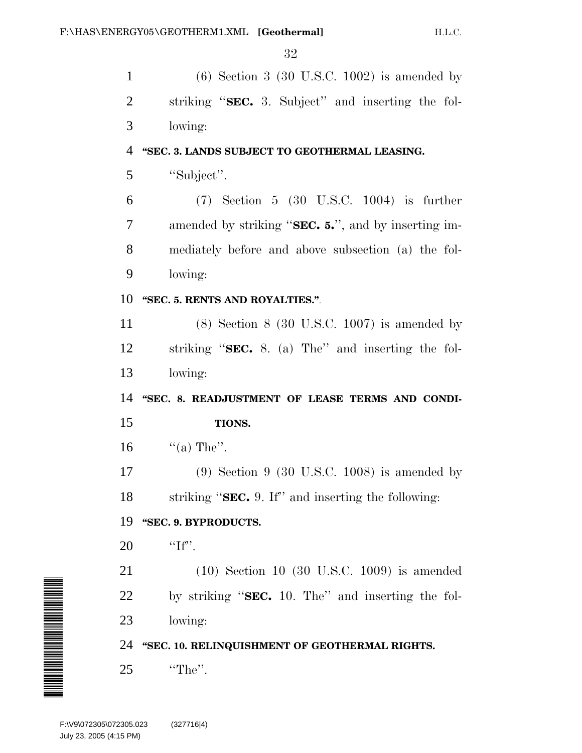(6) Section 3 (30 U.S.C. 1002) is amended by striking "**SEC.** 3. Subject" and inserting the following:

"**SEC. 3. LANDS SUBJECT TO GEOTHERMAL LEASING.**

"Subject".

(7) Section 5 (30 U.S.C. 1004) is further amended by striking "**SEC. 5.**", and by inserting immediately before and above subsection (a) the following:

"**SEC. 5. RENTS AND ROYALTIES.**".

(8) Section 8 (30 U.S.C. 1007) is amended by striking "**SEC.** 8. (a) The" and inserting the following:

"**SEC. 8. READJUSTMENT OF LEASE TERMS AND CONDITIONS.**

"(a) The".

(9) Section 9 (30 U.S.C. 1008) is amended by striking "**SEC.** 9. If" and inserting the following:

"**SEC. 9. BYPRODUCTS.**

"If".

(10) Section 10 (30 U.S.C. 1009) is amended by striking "**SEC.** 10. The" and inserting the following:

"**SEC. 10. RELINQUISHMENT OF GEOTHERMAL RIGHTS.**

"The".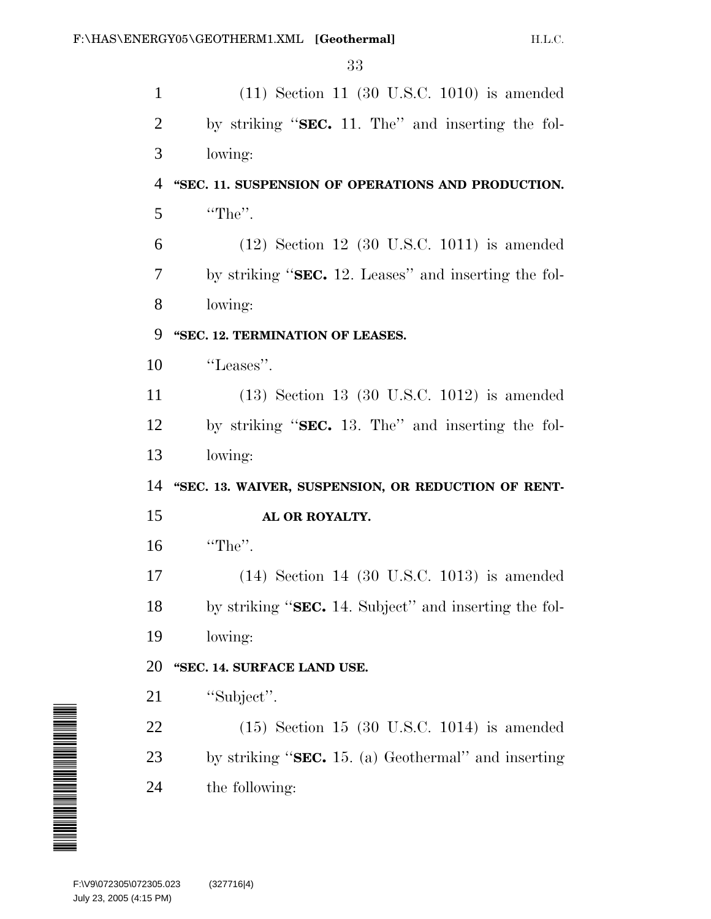(11) Section 11 (30 U.S.C. 1010) is amended by striking ‘‘**SEC.** 11. The’’ and inserting the following:

**‘‘SEC. 11. SUSPENSION OF OPERATIONS AND PRODUCTION.**

‘‘The’’.

(12) Section 12 (30 U.S.C. 1011) is amended by striking ‘‘**SEC.** 12. Leases’’ and inserting the following:

**‘‘SEC. 12. TERMINATION OF LEASES.**

‘‘Leases’’.

(13) Section 13 (30 U.S.C. 1012) is amended by striking ‘‘**SEC.** 13. The’’ and inserting the following:

**‘‘SEC. 13. WAIVER, SUSPENSION, OR REDUCTION OF RENTAL OR ROYALTY.**

‘‘The’’.

(14) Section 14 (30 U.S.C. 1013) is amended by striking ‘‘**SEC.** 14. Subject’’ and inserting the following:

**‘‘SEC. 14. SURFACE LAND USE.**

‘‘Subject’’.

(15) Section 15 (30 U.S.C. 1014) is amended by striking ‘‘**SEC.** 15. (a) Geothermal’’ and inserting the following: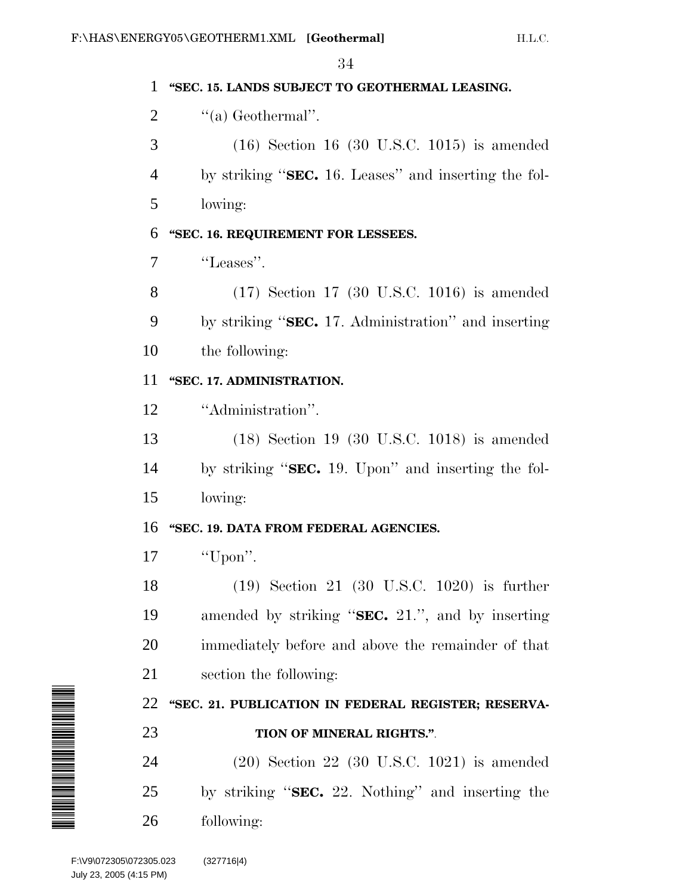**"SEC. 15. LANDS SUBJECT TO GEOTHERMAL LEASING.**

''(a) Geothermal''.

(16) Section 16 (30 U.S.C. 1015) is amended by striking ''**SEC.** 16. Leases'' and inserting the following:

**"SEC. 16. REQUIREMENT FOR LESSEES.**

''Leases''.

(17) Section 17 (30 U.S.C. 1016) is amended by striking ''**SEC.** 17. Administration'' and inserting the following:

**"SEC. 17. ADMINISTRATION.**

''Administration''.

(18) Section 19 (30 U.S.C. 1018) is amended by striking ''**SEC.** 19. Upon'' and inserting the following:

**"SEC. 19. DATA FROM FEDERAL AGENCIES.**

''Upon''.

(19) Section 21 (30 U.S.C. 1020) is further amended by striking ''**SEC.** 21.'', and by inserting immediately before and above the remainder of that section the following:

**"SEC. 21. PUBLICATION IN FEDERAL REGISTER; RESERVATION OF MINERAL RIGHTS."**.

(20) Section 22 (30 U.S.C. 1021) is amended by striking ''**SEC.** 22. Nothing'' and inserting the following: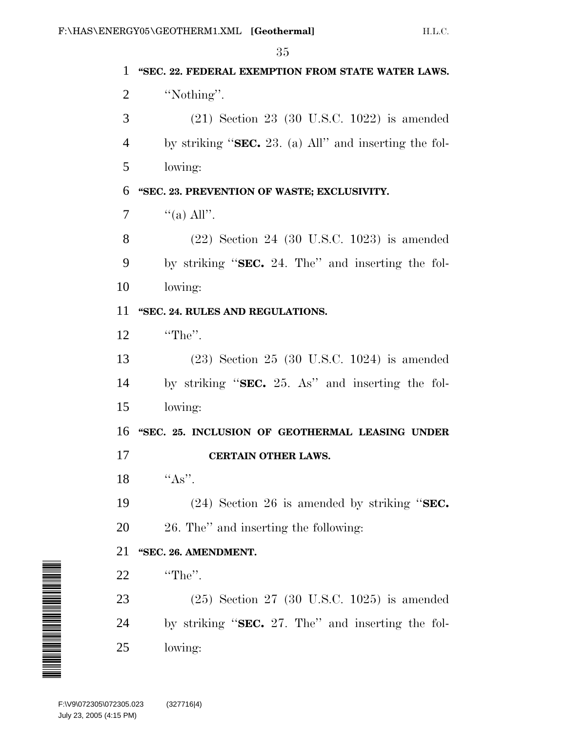**"SEC. 22. FEDERAL EXEMPTION FROM STATE WATER LAWS.**

"Nothing".

(21) Section 23 (30 U.S.C. 1022) is amended by striking "**SEC.** 23. (a) All" and inserting the following:

**"SEC. 23. PREVENTION OF WASTE; EXCLUSIVITY.**

"(a) All".

(22) Section 24 (30 U.S.C. 1023) is amended by striking "**SEC.** 24. The" and inserting the following:

**"SEC. 24. RULES AND REGULATIONS.**

"The".

(23) Section 25 (30 U.S.C. 1024) is amended by striking "**SEC.** 25. As" and inserting the following:

**"SEC. 25. INCLUSION OF GEOTHERMAL LEASING UNDER CERTAIN OTHER LAWS.**

"As".

(24) Section 26 is amended by striking "**SEC.** 26. The" and inserting the following:

**"SEC. 26. AMENDMENT.**

"The".

(25) Section 27 (30 U.S.C. 1025) is amended by striking "**SEC.** 27. The" and inserting the following: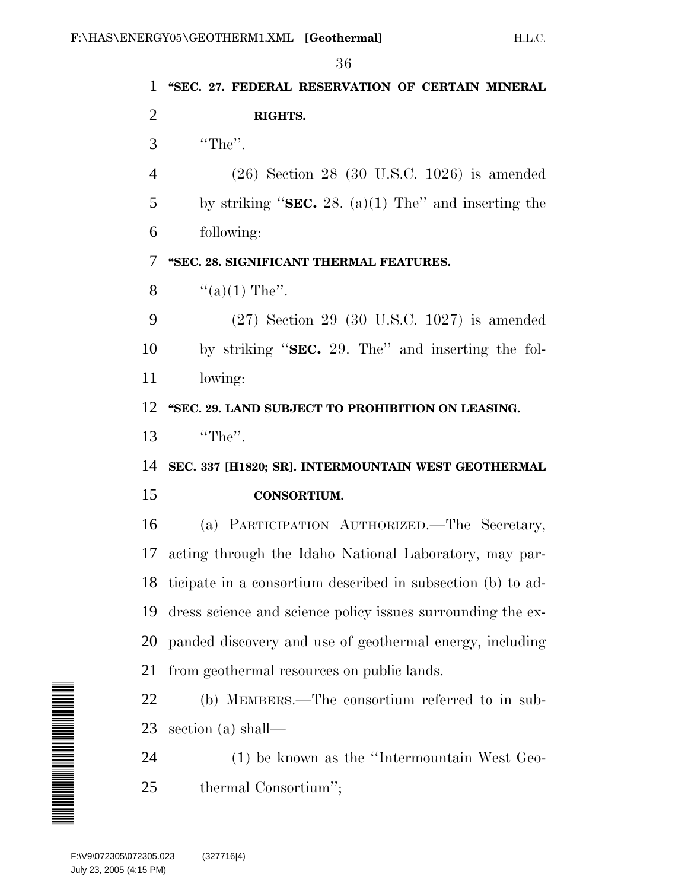**"SEC. 27. FEDERAL RESERVATION OF CERTAIN MINERAL RIGHTS.**

"The".

(26) Section 28 (30 U.S.C. 1026) is amended by striking "**SEC.** 28. (a)(1) The" and inserting the following:

**"SEC. 28. SIGNIFICANT THERMAL FEATURES.**

"(a)(1) The".

(27) Section 29 (30 U.S.C. 1027) is amended by striking "**SEC.** 29. The" and inserting the following:

**"SEC. 29. LAND SUBJECT TO PROHIBITION ON LEASING.**

"The".

**SEC. 337 [H1820; SR]. INTERMOUNTAIN WEST GEOTHERMAL CONSORTIUM.**

(a) PARTICIPATION AUTHORIZED.—The Secretary, acting through the Idaho National Laboratory, may participate in a consortium described in subsection (b) to address science and science policy issues surrounding the expanded discovery and use of geothermal energy, including from geothermal resources on public lands.

(b) MEMBERS.—The consortium referred to in subsection (a) shall—

(1) be known as the "Intermountain West Geothermal Consortium";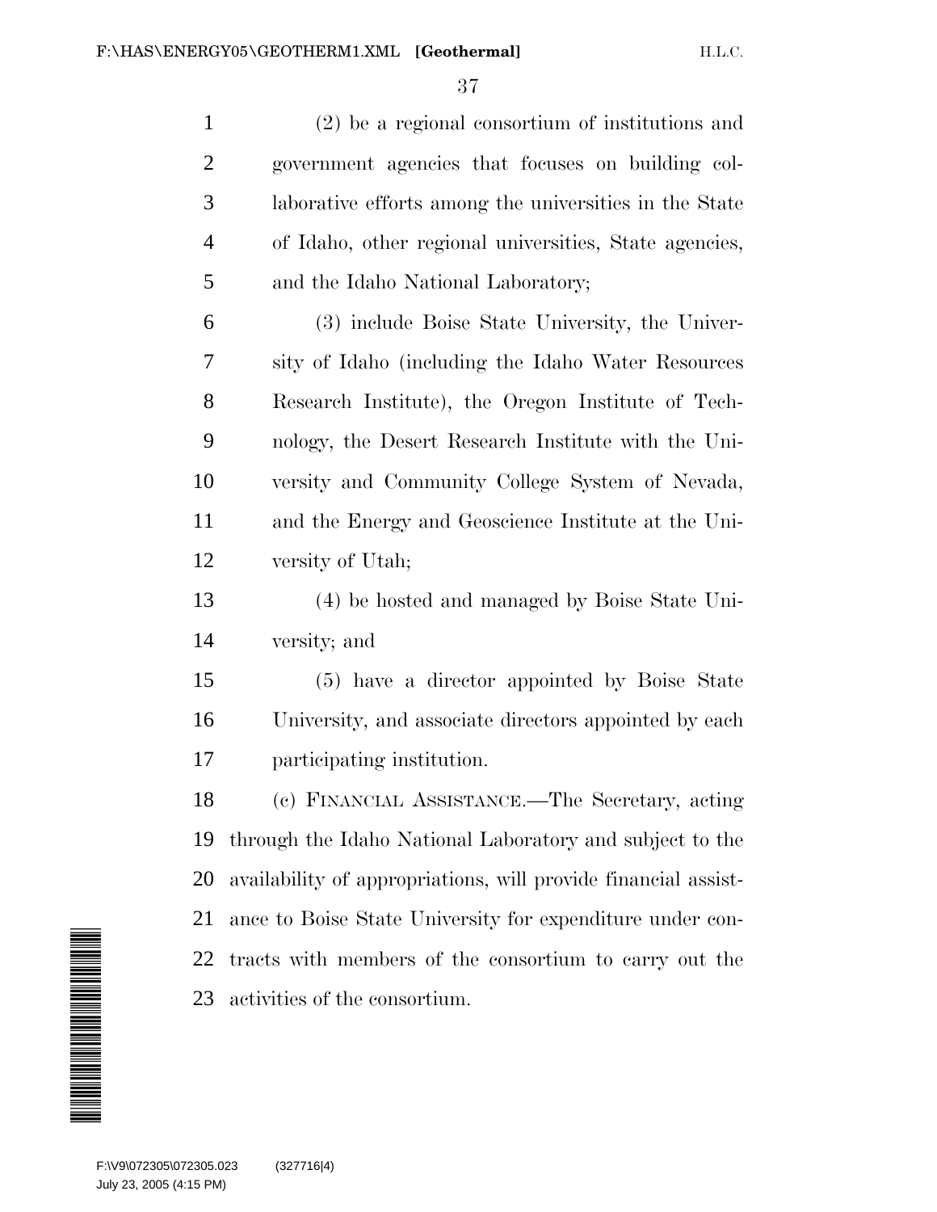(2) be a regional consortium of institutions and government agencies that focuses on building collaborative efforts among the universities in the State of Idaho, other regional universities, State agencies, and the Idaho National Laboratory;

(3) include Boise State University, the University of Idaho (including the Idaho Water Resources Research Institute), the Oregon Institute of Technology, the Desert Research Institute with the University and Community College System of Nevada, and the Energy and Geoscience Institute at the University of Utah;

(4) be hosted and managed by Boise State University; and

(5) have a director appointed by Boise State University, and associate directors appointed by each participating institution.

(c) FINANCIAL ASSISTANCE.—The Secretary, acting through the Idaho National Laboratory and subject to the availability of appropriations, will provide financial assistance to Boise State University for expenditure under contracts with members of the consortium to carry out the activities of the consortium.